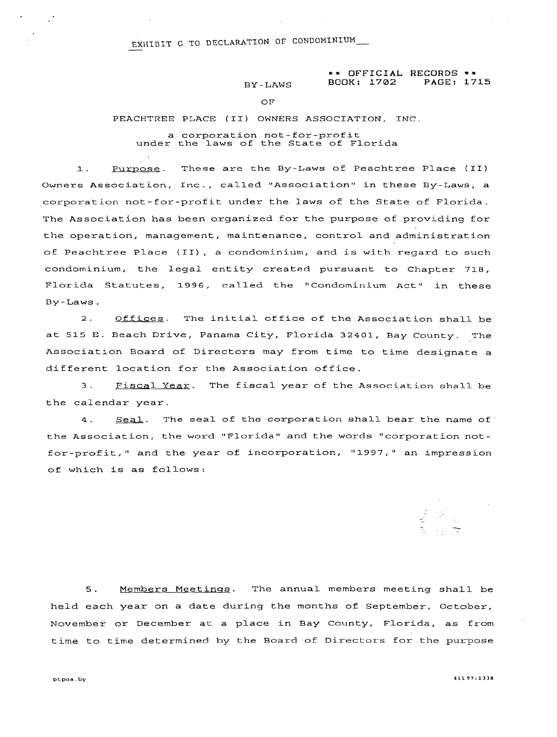EXHIBIT G TO DECLARATION OF CONDOMINIUM

** OFFICIAL RECORDS **
BOOK: 1702 PAGE: 1715

# BY-LAWS

# OF

# PEACHTREE PLACE (II) OWNERS ASSOCIATION, INC.

a corporation not-for-profit
under the laws of the State of Florida

1. Purpose. These are the By-Laws of Peachtree Place (II) Owners Association, Inc., called "Association" in these By-Laws, a corporation not-for-profit under the laws of the State of Florida. The Association has been organized for the purpose of providing for the operation, management, maintenance, control and administration of Peachtree Place (II), a condominium, and is with regard to such condominium, the legal entity created pursuant to Chapter 718, Florida Statutes, 1996, called the "Condominium Act" in these By-Laws.

2. Offices. The initial office of the Association shall be at 515 E. Beach Drive, Panama City, Florida 32401, Bay County. The Association Board of Directors may from time to time designate a different location for the Association office.

3. Fiscal Year. The fiscal year of the Association shall be the calendar year.

4. Seal. The seal of the corporation shall bear the name of the Association, the word "Florida" and the words "corporation not-for-profit," and the year of incorporation, "1997," an impression of which is as follows:

5. Members Meetings. The annual members meeting shall be held each year on a date during the months of September, October, November or December at a place in Bay County, Florida, as from time to time determined by the Board of Directors for the purpose

ptpoa.by

41197:1338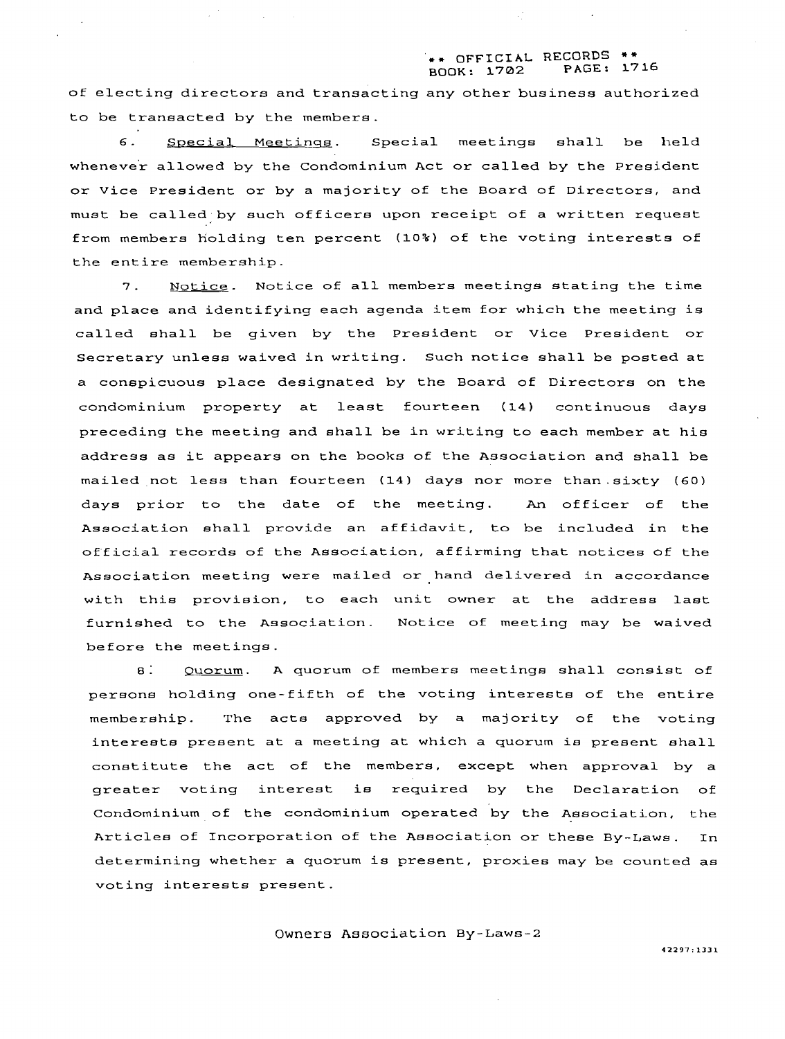of electing directors and transacting any other business authorized to be transacted by the members.

6. Special Meetings. Special meetings shall be held whenever allowed by the Condominium Act or called by the President or Vice President or by a majority of the Board of Directors, and must be called by such officers upon receipt of a written request from members holding ten percent (10%) of the voting interests of the entire membership.

7. Notice. Notice of all members meetings stating the time and place and identifying each agenda item for which the meeting is called shall be given by the President or Vice President or Secretary unless waived in writing. Such notice shall be posted at a conspicuous place designated by the Board of Directors on the condominium property at least fourteen (14) continuous days preceding the meeting and shall be in writing to each member at his address as it appears on the books of the Association and shall be mailed not less than fourteen (14) days nor more than sixty (60) days prior to the date of the meeting. An officer of the Association shall provide an affidavit, to be included in the official records of the Association, affirming that notices of the Association meeting were mailed or hand delivered in accordance with this provision, to each unit owner at the address last furnished to the Association. Notice of meeting may be waived before the meetings.

8. Quorum. A quorum of members meetings shall consist of persons holding one-fifth of the voting interests of the entire membership. The acts approved by a majority of the voting interests present at a meeting at which a quorum is present shall constitute the act of the members, except when approval by a greater voting interest is required by the Declaration of Condominium of the condominium operated by the Association, the Articles of Incorporation of the Association or these By-Laws. In determining whether a quorum is present, proxies may be counted as voting interests present.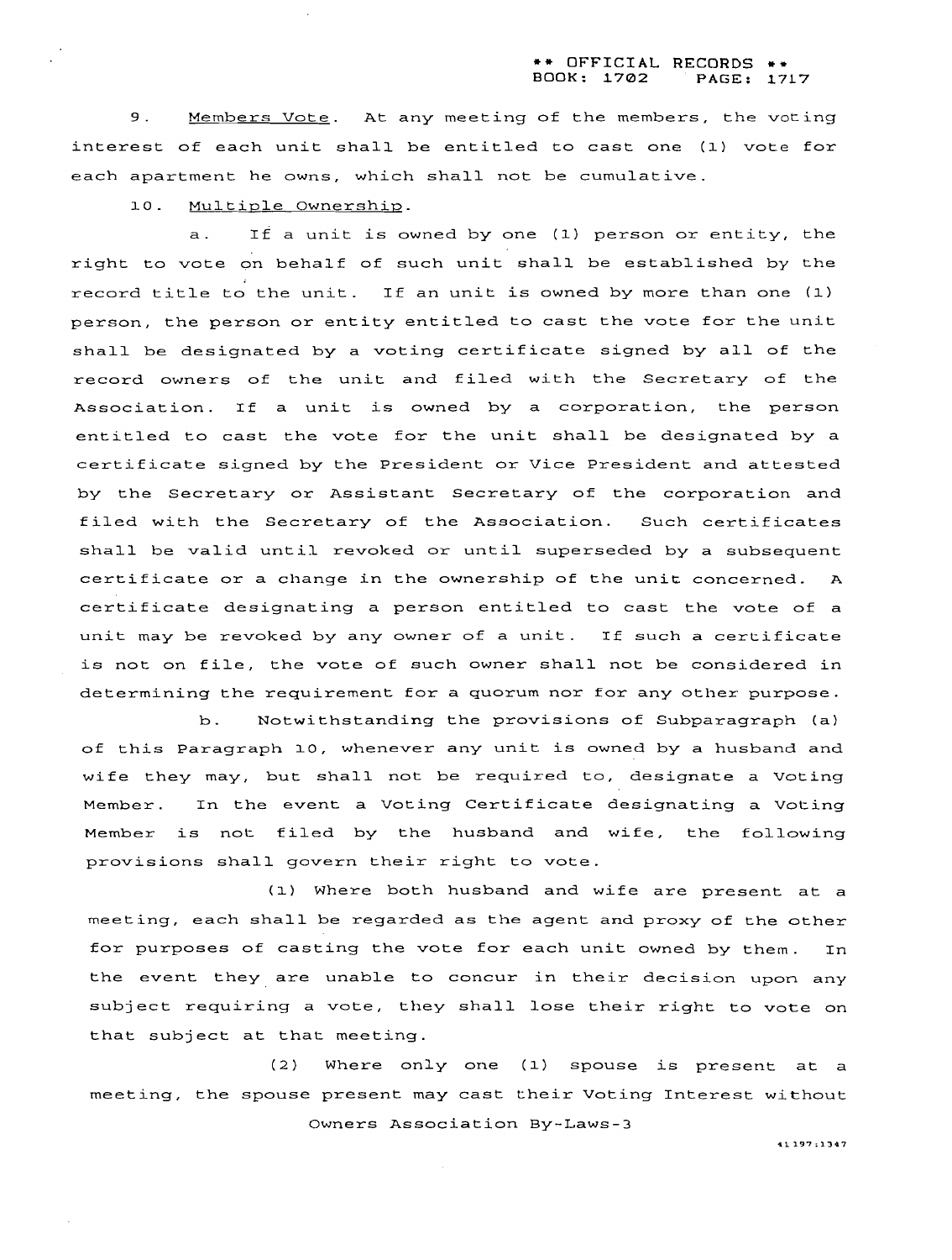9. Members Vote. At any meeting of the members, the voting interest of each unit shall be entitled to cast one (1) vote for each apartment he owns, which shall not be cumulative.

10. Multiple Ownership.

a. If a unit is owned by one (1) person or entity, the right to vote on behalf of such unit shall be established by the record title to the unit. If an unit is owned by more than one (1) person, the person or entity entitled to cast the vote for the unit shall be designated by a voting certificate signed by all of the record owners of the unit and filed with the Secretary of the Association. If a unit is owned by a corporation, the person entitled to cast the vote for the unit shall be designated by a certificate signed by the President or Vice President and attested by the Secretary or Assistant Secretary of the corporation and filed with the Secretary of the Association. Such certificates shall be valid until revoked or until superseded by a subsequent certificate or a change in the ownership of the unit concerned. A certificate designating a person entitled to cast the vote of a unit may be revoked by any owner of a unit. If such a certificate is not on file, the vote of such owner shall not be considered in determining the requirement for a quorum nor for any other purpose.

b. Notwithstanding the provisions of Subparagraph (a) of this Paragraph 10, whenever any unit is owned by a husband and wife they may, but shall not be required to, designate a Voting Member. In the event a Voting Certificate designating a Voting Member is not filed by the husband and wife, the following provisions shall govern their right to vote.

(1) Where both husband and wife are present at a meeting, each shall be regarded as the agent and proxy of the other for purposes of casting the vote for each unit owned by them. In the event they are unable to concur in their decision upon any subject requiring a vote, they shall lose their right to vote on that subject at that meeting.

(2) Where only one (1) spouse is present at a meeting, the spouse present may cast their Voting Interest without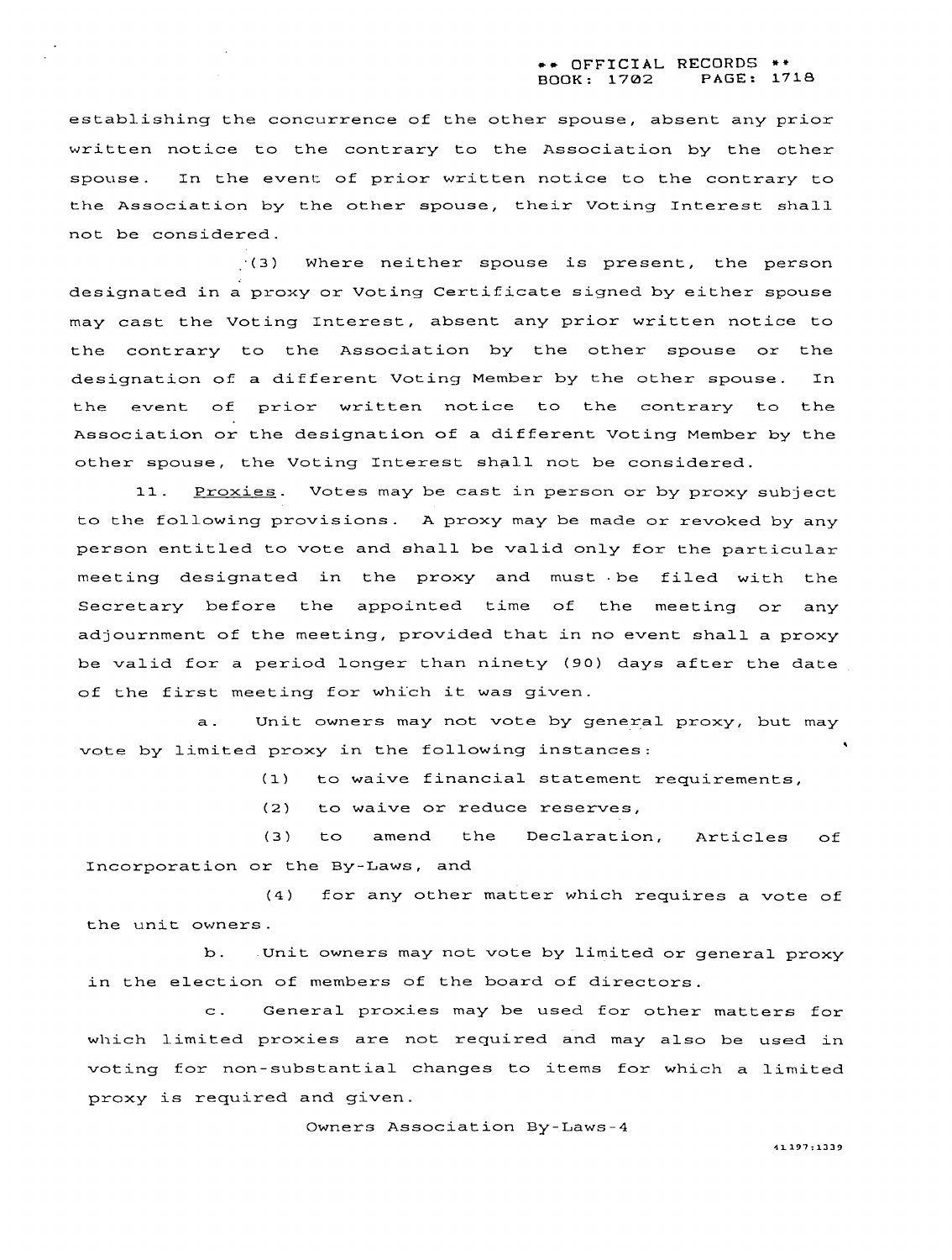establishing the concurrence of the other spouse, absent any prior written notice to the contrary to the Association by the other spouse. In the event of prior written notice to the contrary to the Association by the other spouse, their Voting Interest shall not be considered.

(3) Where neither spouse is present, the person designated in a proxy or Voting Certificate signed by either spouse may cast the Voting Interest, absent any prior written notice to the contrary to the Association by the other spouse or the designation of a different Voting Member by the other spouse. In the event of prior written notice to the contrary to the Association or the designation of a different Voting Member by the other spouse, the Voting Interest shall not be considered.

11. Proxies. Votes may be cast in person or by proxy subject to the following provisions. A proxy may be made or revoked by any person entitled to vote and shall be valid only for the particular meeting designated in the proxy and must be filed with the Secretary before the appointed time of the meeting or any adjournment of the meeting, provided that in no event shall a proxy be valid for a period longer than ninety (90) days after the date of the first meeting for which it was given.

a. Unit owners may not vote by general proxy, but may vote by limited proxy in the following instances:

(1) to waive financial statement requirements,

(2) to waive or reduce reserves,

(3) to amend the Declaration, Articles of Incorporation or the By-Laws, and

(4) for any other matter which requires a vote of the unit owners.

b. Unit owners may not vote by limited or general proxy in the election of members of the board of directors.

c. General proxies may be used for other matters for which limited proxies are not required and may also be used in voting for non-substantial changes to items for which a limited proxy is required and given.

Owners Association By-Laws-4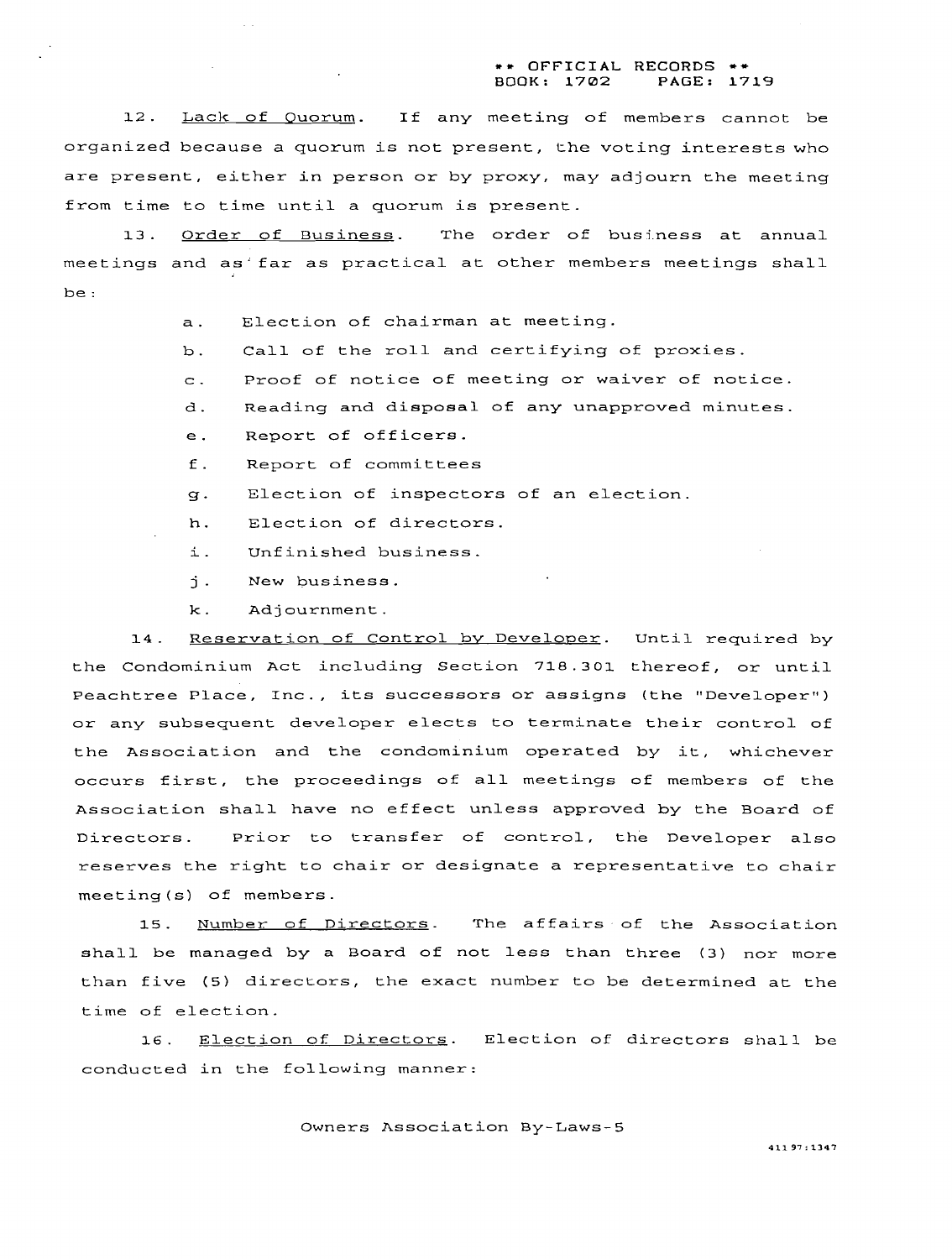12. Lack of Quorum. If any meeting of members cannot be organized because a quorum is not present, the voting interests who are present, either in person or by proxy, may adjourn the meeting from time to time until a quorum is present.

13. Order of Business. The order of business at annual meetings and as far as practical at other members meetings shall be:

- a. Election of chairman at meeting.
- b. Call of the roll and certifying of proxies.
- c. Proof of notice of meeting or waiver of notice.
- d. Reading and disposal of any unapproved minutes.
- e. Report of officers.
- f. Report of committees
- g. Election of inspectors of an election.
- h. Election of directors.
- i. Unfinished business.
- j. New business.
- k. Adjournment.

14. Reservation of Control by Developer. Until required by the Condominium Act including Section 718.301 thereof, or until Peachtree Place, Inc., its successors or assigns (the "Developer") or any subsequent developer elects to terminate their control of the Association and the condominium operated by it, whichever occurs first, the proceedings of all meetings of members of the Association shall have no effect unless approved by the Board of Directors. Prior to transfer of control, the Developer also reserves the right to chair or designate a representative to chair meeting(s) of members.

15. Number of Directors. The affairs of the Association shall be managed by a Board of not less than three (3) nor more than five (5) directors, the exact number to be determined at the time of election.

16. Election of Directors. Election of directors shall be conducted in the following manner: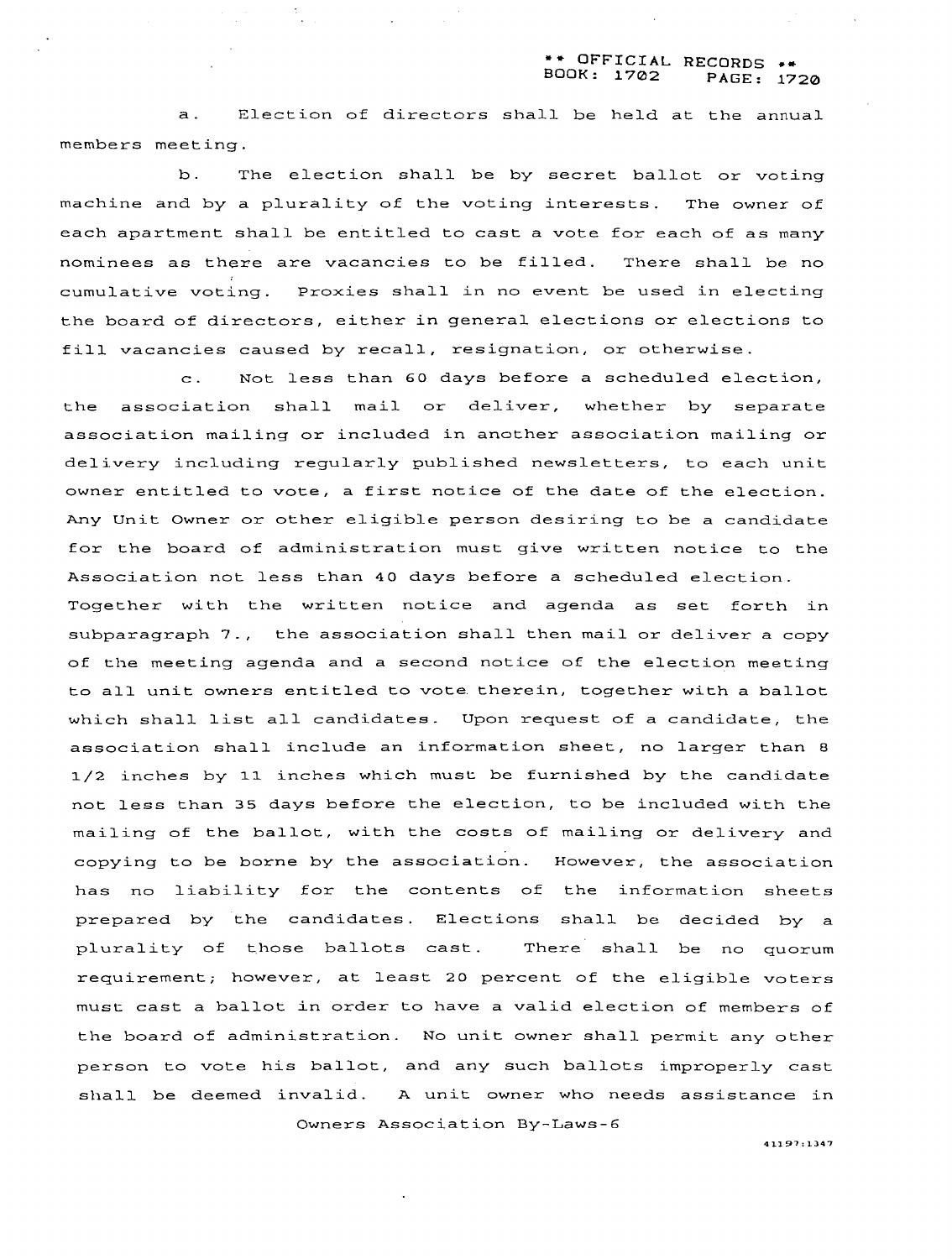a. Election of directors shall be held at the annual members meeting.

b. The election shall be by secret ballot or voting machine and by a plurality of the voting interests. The owner of each apartment shall be entitled to cast a vote for each of as many nominees as there are vacancies to be filled. There shall be no cumulative voting. Proxies shall in no event be used in electing the board of directors, either in general elections or elections to fill vacancies caused by recall, resignation, or otherwise.

c. Not less than 60 days before a scheduled election, the association shall mail or deliver, whether by separate association mailing or included in another association mailing or delivery including regularly published newsletters, to each unit owner entitled to vote, a first notice of the date of the election. Any Unit Owner or other eligible person desiring to be a candidate for the board of administration must give written notice to the Association not less than 40 days before a scheduled election. Together with the written notice and agenda as set forth in subparagraph 7., the association shall then mail or deliver a copy of the meeting agenda and a second notice of the election meeting to all unit owners entitled to vote therein, together with a ballot which shall list all candidates. Upon request of a candidate, the association shall include an information sheet, no larger than 8 1/2 inches by 11 inches which must be furnished by the candidate not less than 35 days before the election, to be included with the mailing of the ballot, with the costs of mailing or delivery and copying to be borne by the association. However, the association has no liability for the contents of the information sheets prepared by the candidates. Elections shall be decided by a plurality of those ballots cast. There shall be no quorum requirement; however, at least 20 percent of the eligible voters must cast a ballot in order to have a valid election of members of the board of administration. No unit owner shall permit any other person to vote his ballot, and any such ballots improperly cast shall be deemed invalid. A unit owner who needs assistance in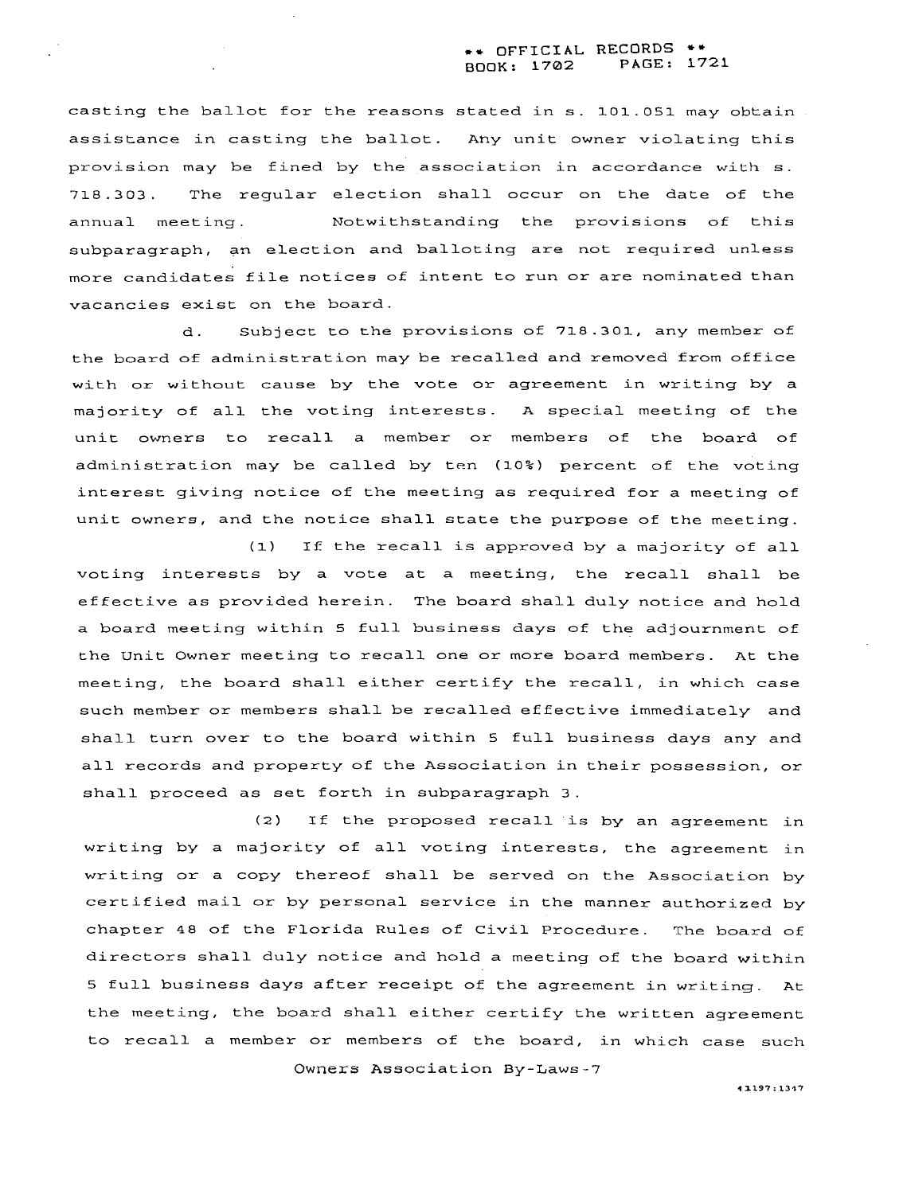casting the ballot for the reasons stated in s. 101.051 may obtain assistance in casting the ballot. Any unit owner violating this provision may be fined by the association in accordance with s. 718.303. The regular election shall occur on the date of the annual meeting. Notwithstanding the provisions of this subparagraph, an election and balloting are not required unless more candidates file notices of intent to run or are nominated than vacancies exist on the board.

d. Subject to the provisions of 718.301, any member of the board of administration may be recalled and removed from office with or without cause by the vote or agreement in writing by a majority of all the voting interests. A special meeting of the unit owners to recall a member or members of the board of administration may be called by ten (10%) percent of the voting interest giving notice of the meeting as required for a meeting of unit owners, and the notice shall state the purpose of the meeting.

(1) If the recall is approved by a majority of all voting interests by a vote at a meeting, the recall shall be effective as provided herein. The board shall duly notice and hold a board meeting within 5 full business days of the adjournment of the Unit Owner meeting to recall one or more board members. At the meeting, the board shall either certify the recall, in which case such member or members shall be recalled effective immediately and shall turn over to the board within 5 full business days any and all records and property of the Association in their possession, or shall proceed as set forth in subparagraph 3.

(2) If the proposed recall is by an agreement in writing by a majority of all voting interests, the agreement in writing or a copy thereof shall be served on the Association by certified mail or by personal service in the manner authorized by chapter 48 of the Florida Rules of Civil Procedure. The board of directors shall duly notice and hold a meeting of the board within 5 full business days after receipt of the agreement in writing. At the meeting, the board shall either certify the written agreement to recall a member or members of the board, in which case such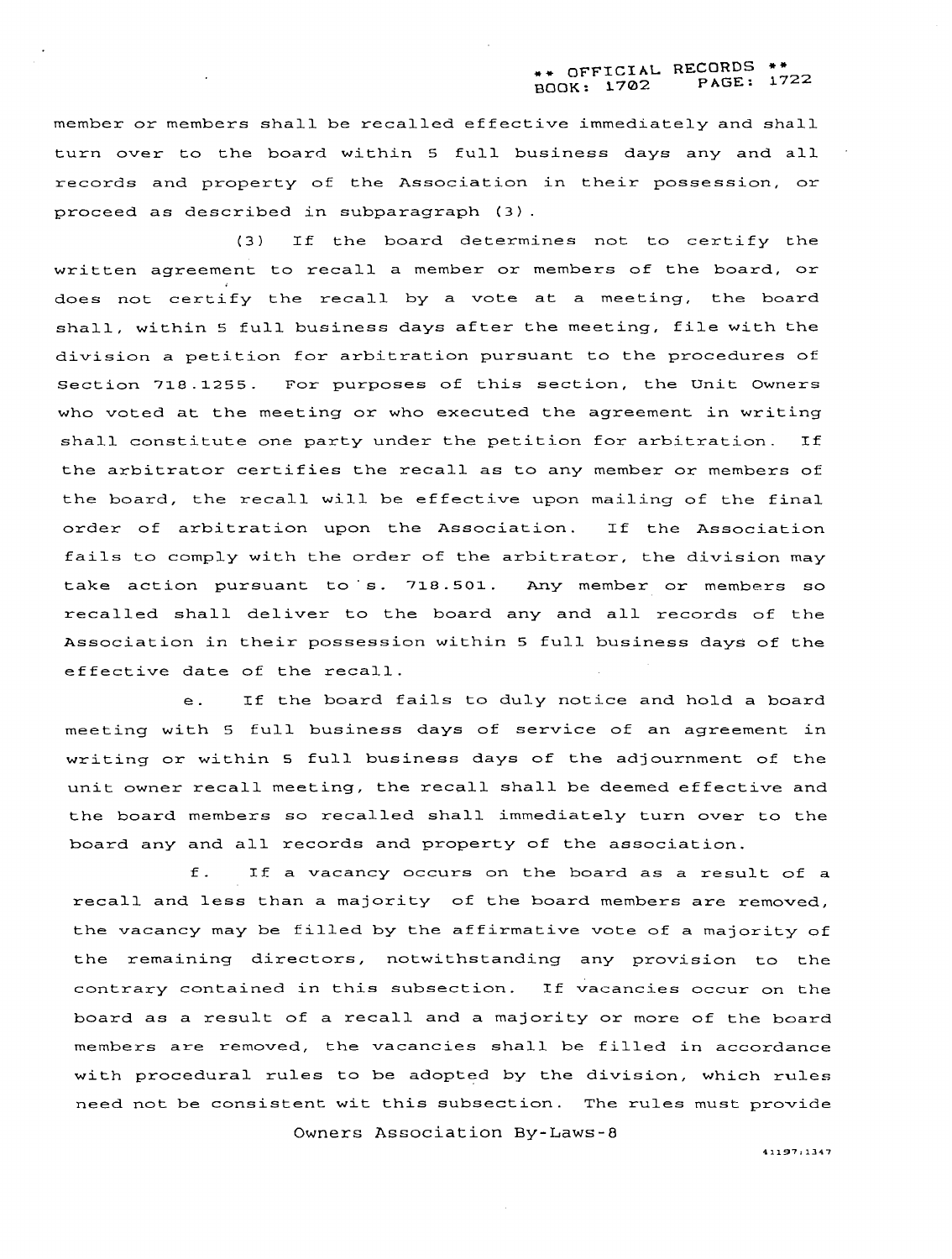member or members shall be recalled effective immediately and shall turn over to the board within 5 full business days any and all records and property of the Association in their possession, or proceed as described in subparagraph (3).

(3) If the board determines not to certify the written agreement to recall a member or members of the board, or does not certify the recall by a vote at a meeting, the board shall, within 5 full business days after the meeting, file with the division a petition for arbitration pursuant to the procedures of Section 718.1255. For purposes of this section, the Unit Owners who voted at the meeting or who executed the agreement in writing shall constitute one party under the petition for arbitration. If the arbitrator certifies the recall as to any member or members of the board, the recall will be effective upon mailing of the final order of arbitration upon the Association. If the Association fails to comply with the order of the arbitrator, the division may take action pursuant to s. 718.501. Any member or members so recalled shall deliver to the board any and all records of the Association in their possession within 5 full business days of the effective date of the recall.

e. If the board fails to duly notice and hold a board meeting with 5 full business days of service of an agreement in writing or within 5 full business days of the adjournment of the unit owner recall meeting, the recall shall be deemed effective and the board members so recalled shall immediately turn over to the board any and all records and property of the association.

f. If a vacancy occurs on the board as a result of a recall and less than a majority of the board members are removed, the vacancy may be filled by the affirmative vote of a majority of the remaining directors, notwithstanding any provision to the contrary contained in this subsection. If vacancies occur on the board as a result of a recall and a majority or more of the board members are removed, the vacancies shall be filled in accordance with procedural rules to be adopted by the division, which rules need not be consistent wit this subsection. The rules must provide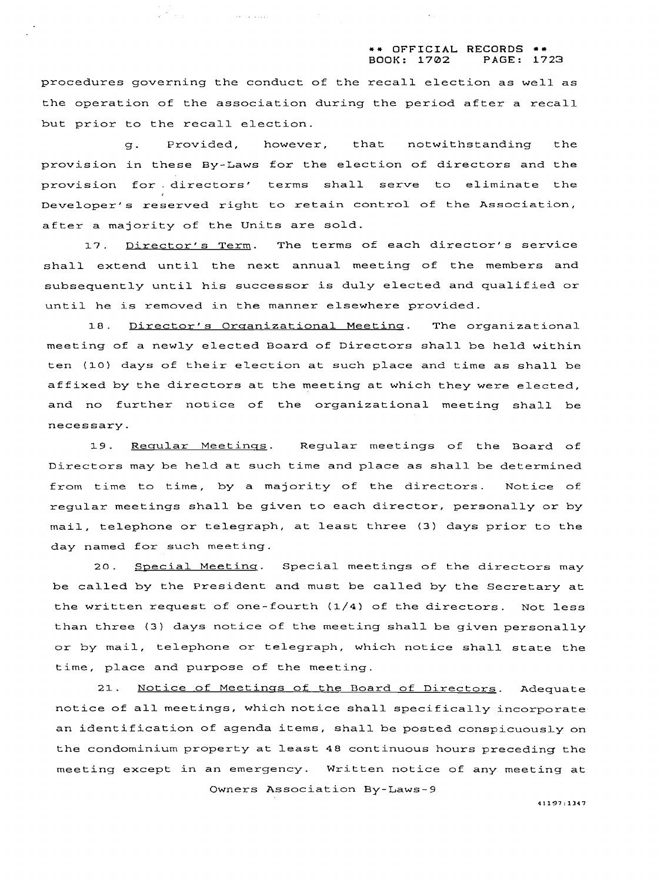procedures governing the conduct of the recall election as well as the operation of the association during the period after a recall but prior to the recall election.

g. Provided, however, that notwithstanding the provision in these By-Laws for the election of directors and the provision for directors' terms shall serve to eliminate the Developer's reserved right to retain control of the Association, after a majority of the Units are sold.

17. Director's Term. The terms of each director's service shall extend until the next annual meeting of the members and subsequently until his successor is duly elected and qualified or until he is removed in the manner elsewhere provided.

18. Director's Organizational Meeting. The organizational meeting of a newly elected Board of Directors shall be held within ten (10) days of their election at such place and time as shall be affixed by the directors at the meeting at which they were elected, and no further notice of the organizational meeting shall be necessary.

19. Regular Meetings. Regular meetings of the Board of Directors may be held at such time and place as shall be determined from time to time, by a majority of the directors. Notice of regular meetings shall be given to each director, personally or by mail, telephone or telegraph, at least three (3) days prior to the day named for such meeting.

20. Special Meeting. Special meetings of the directors may be called by the President and must be called by the Secretary at the written request of one-fourth (1/4) of the directors. Not less than three (3) days notice of the meeting shall be given personally or by mail, telephone or telegraph, which notice shall state the time, place and purpose of the meeting.

21. Notice of Meetings of the Board of Directors. Adequate notice of all meetings, which notice shall specifically incorporate an identification of agenda items, shall be posted conspicuously on the condominium property at least 48 continuous hours preceding the meeting except in an emergency. Written notice of any meeting at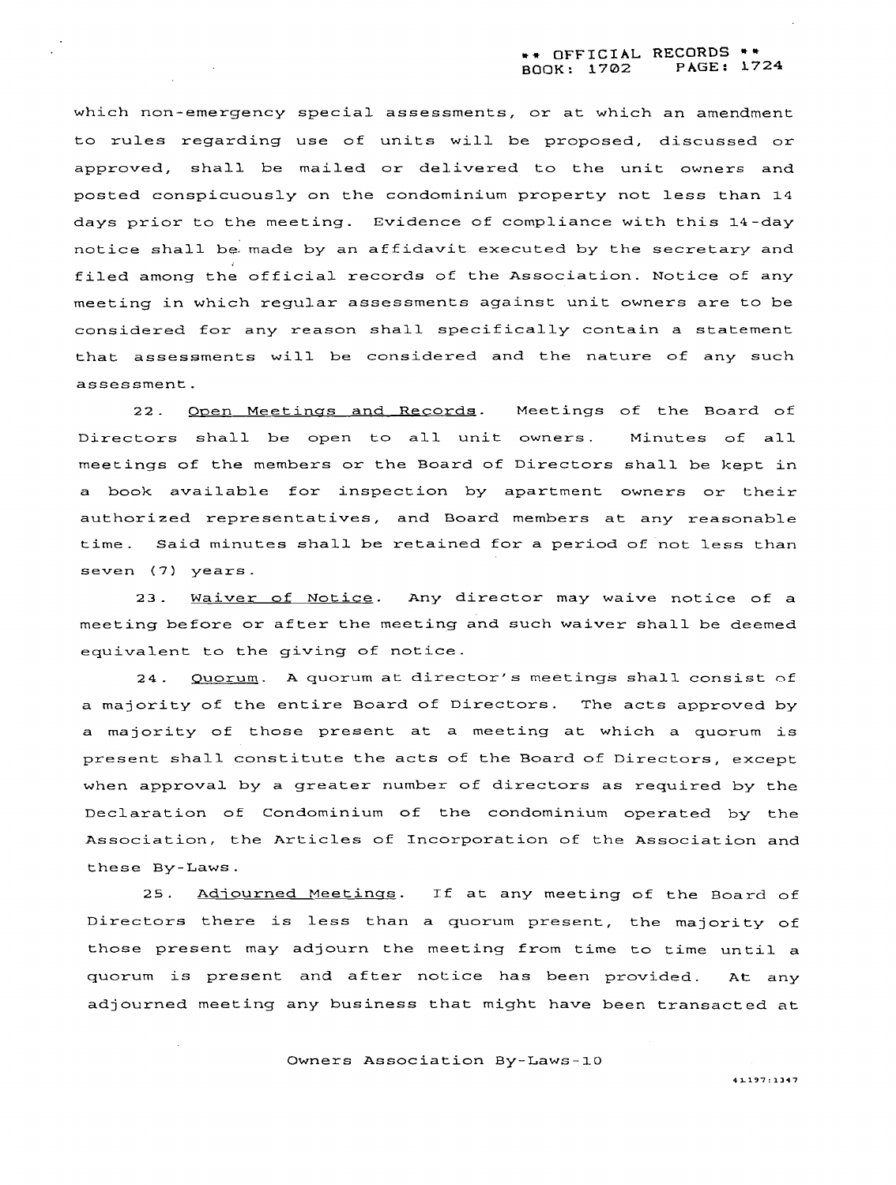which non-emergency special assessments, or at which an amendment to rules regarding use of units will be proposed, discussed or approved, shall be mailed or delivered to the unit owners and posted conspicuously on the condominium property not less than 14 days prior to the meeting. Evidence of compliance with this 14-day notice shall be made by an affidavit executed by the secretary and filed among the official records of the Association. Notice of any meeting in which regular assessments against unit owners are to be considered for any reason shall specifically contain a statement that assessments will be considered and the nature of any such assessment.

22. Open Meetings and Records. Meetings of the Board of Directors shall be open to all unit owners. Minutes of all meetings of the members or the Board of Directors shall be kept in a book available for inspection by apartment owners or their authorized representatives, and Board members at any reasonable time. Said minutes shall be retained for a period of not less than seven (7) years.

23. Waiver of Notice. Any director may waive notice of a meeting before or after the meeting and such waiver shall be deemed equivalent to the giving of notice.

24. Quorum. A quorum at director's meetings shall consist of a majority of the entire Board of Directors. The acts approved by a majority of those present at a meeting at which a quorum is present shall constitute the acts of the Board of Directors, except when approval by a greater number of directors as required by the Declaration of Condominium of the condominium operated by the Association, the Articles of Incorporation of the Association and these By-Laws.

25. Adjourned Meetings. If at any meeting of the Board of Directors there is less than a quorum present, the majority of those present may adjourn the meeting from time to time until a quorum is present and after notice has been provided. At any adjourned meeting any business that might have been transacted at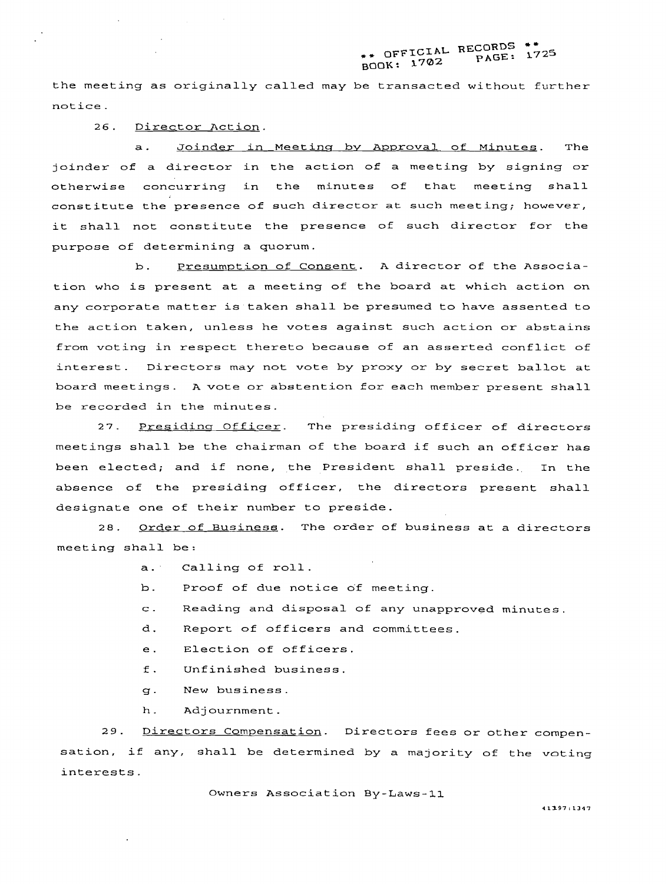the meeting as originally called may be transacted without further notice.

26. Director Action.

a. Joinder in Meeting by Approval of Minutes. The joinder of a director in the action of a meeting by signing or otherwise concurring in the minutes of that meeting shall constitute the presence of such director at such meeting; however, it shall not constitute the presence of such director for the purpose of determining a quorum.

b. Presumption of Consent. A director of the Association who is present at a meeting of the board at which action on any corporate matter is taken shall be presumed to have assented to the action taken, unless he votes against such action or abstains from voting in respect thereto because of an asserted conflict of interest. Directors may not vote by proxy or by secret ballot at board meetings. A vote or abstention for each member present shall be recorded in the minutes.

27. Presiding Officer. The presiding officer of directors meetings shall be the chairman of the board if such an officer has been elected; and if none, the President shall preside. In the absence of the presiding officer, the directors present shall designate one of their number to preside.

28. Order of Business. The order of business at a directors meeting shall be:

a. Calling of roll.

b. Proof of due notice of meeting.

c. Reading and disposal of any unapproved minutes.

d. Report of officers and committees.

e. Election of officers.

f. Unfinished business.

g. New business.

h. Adjournment.

29. Directors Compensation. Directors fees or other compensation, if any, shall be determined by a majority of the voting interests.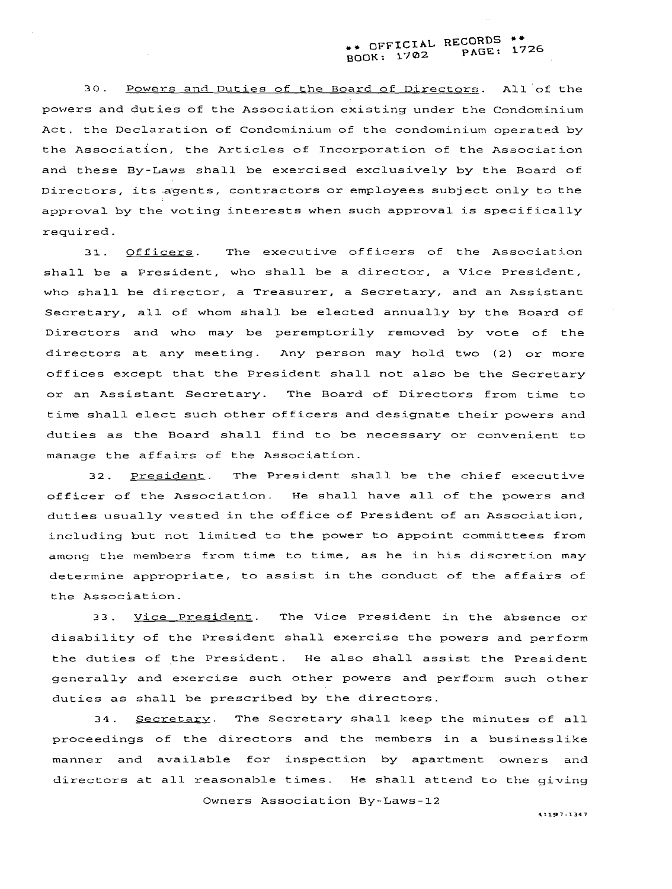30. Powers and Duties of the Board of Directors. All of the powers and duties of the Association existing under the Condominium Act, the Declaration of Condominium of the condominium operated by the Association, the Articles of Incorporation of the Association and these By-Laws shall be exercised exclusively by the Board of Directors, its agents, contractors or employees subject only to the approval by the voting interests when such approval is specifically required.

31. Officers. The executive officers of the Association shall be a President, who shall be a director, a Vice President, who shall be director, a Treasurer, a Secretary, and an Assistant Secretary, all of whom shall be elected annually by the Board of Directors and who may be peremptorily removed by vote of the directors at any meeting. Any person may hold two (2) or more offices except that the President shall not also be the Secretary or an Assistant Secretary. The Board of Directors from time to time shall elect such other officers and designate their powers and duties as the Board shall find to be necessary or convenient to manage the affairs of the Association.

32. President. The President shall be the chief executive officer of the Association. He shall have all of the powers and duties usually vested in the office of President of an Association, including but not limited to the power to appoint committees from among the members from time to time, as he in his discretion may determine appropriate, to assist in the conduct of the affairs of the Association.

33. Vice President. The Vice President in the absence or disability of the President shall exercise the powers and perform the duties of the President. He also shall assist the President generally and exercise such other powers and perform such other duties as shall be prescribed by the directors.

34. Secretary. The Secretary shall keep the minutes of all proceedings of the directors and the members in a businesslike manner and available for inspection by apartment owners and directors at all reasonable times. He shall attend to the giving

Owners Association By-Laws-12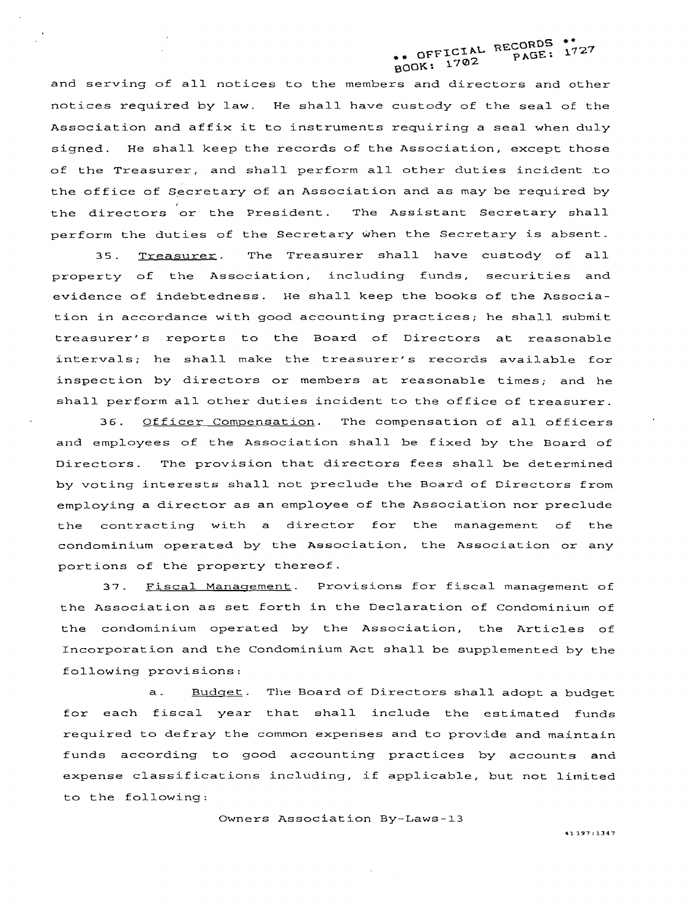and serving of all notices to the members and directors and other notices required by law. He shall have custody of the seal of the Association and affix it to instruments requiring a seal when duly signed. He shall keep the records of the Association, except those of the Treasurer, and shall perform all other duties incident to the office of Secretary of an Association and as may be required by the directors or the President. The Assistant Secretary shall perform the duties of the Secretary when the Secretary is absent.

35. Treasurer. The Treasurer shall have custody of all property of the Association, including funds, securities and evidence of indebtedness. He shall keep the books of the Association in accordance with good accounting practices; he shall submit treasurer's reports to the Board of Directors at reasonable intervals; he shall make the treasurer's records available for inspection by directors or members at reasonable times; and he shall perform all other duties incident to the office of treasurer.

36. Officer Compensation. The compensation of all officers and employees of the Association shall be fixed by the Board of Directors. The provision that directors fees shall be determined by voting interests shall not preclude the Board of Directors from employing a director as an employee of the Association nor preclude the contracting with a director for the management of the condominium operated by the Association, the Association or any portions of the property thereof.

37. Fiscal Management. Provisions for fiscal management of the Association as set forth in the Declaration of Condominium of the condominium operated by the Association, the Articles of Incorporation and the Condominium Act shall be supplemented by the following provisions:

a. Budget. The Board of Directors shall adopt a budget for each fiscal year that shall include the estimated funds required to defray the common expenses and to provide and maintain funds according to good accounting practices by accounts and expense classifications including, if applicable, but not limited to the following: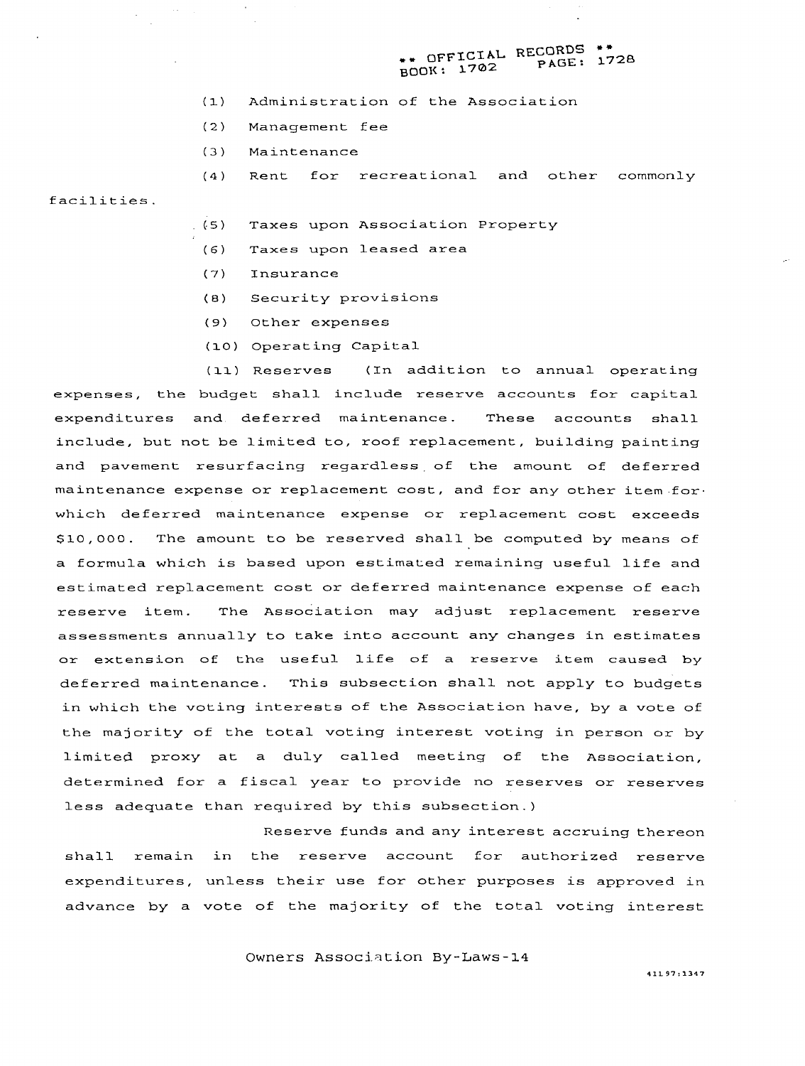(1) Administration of the Association

(2) Management fee

(3) Maintenance

(4) Rent for recreational and other commonly facilities.

(5) Taxes upon Association Property

(6) Taxes upon leased area

(7) Insurance

(8) Security provisions

(9) Other expenses

(10) Operating Capital

(11) Reserves (In addition to annual operating expenses, the budget shall include reserve accounts for capital expenditures and deferred maintenance. These accounts shall include, but not be limited to, roof replacement, building painting and pavement resurfacing regardless of the amount of deferred maintenance expense or replacement cost, and for any other item for which deferred maintenance expense or replacement cost exceeds $10,000. The amount to be reserved shall be computed by means of a formula which is based upon estimated remaining useful life and estimated replacement cost or deferred maintenance expense of each reserve item. The Association may adjust replacement reserve assessments annually to take into account any changes in estimates or extension of the useful life of a reserve item caused by deferred maintenance. This subsection shall not apply to budgets in which the voting interests of the Association have, by a vote of the majority of the total voting interest voting in person or by limited proxy at a duly called meeting of the Association, determined for a fiscal year to provide no reserves or reserves less adequate than required by this subsection.)

Reserve funds and any interest accruing thereon shall remain in the reserve account for authorized reserve expenditures, unless their use for other purposes is approved in advance by a vote of the majority of the total voting interest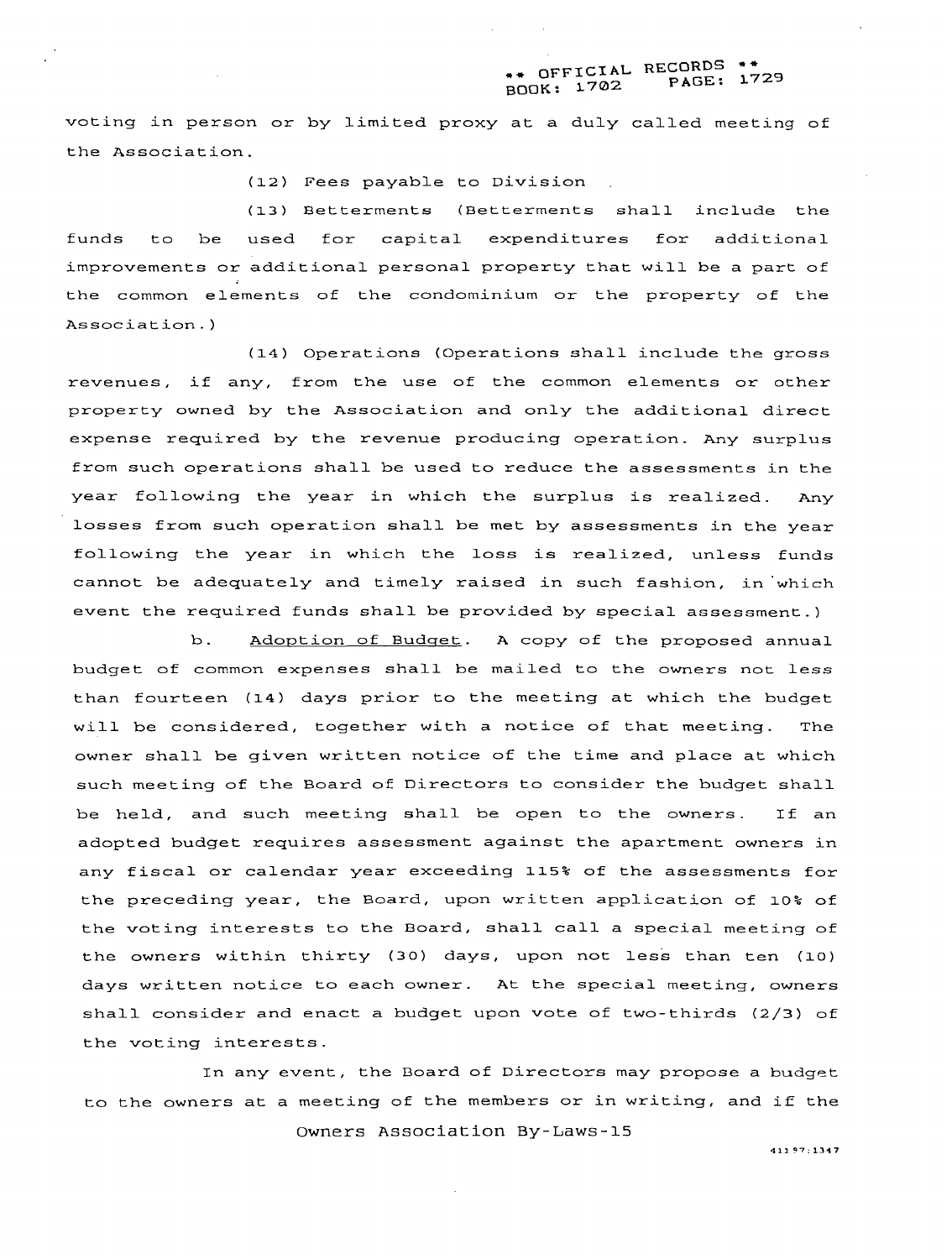voting in person or by limited proxy at a duly called meeting of the Association.

(12) Fees payable to Division

(13) Betterments (Betterments shall include the funds to be used for capital expenditures for additional improvements or additional personal property that will be a part of the common elements of the condominium or the property of the Association.)

(14) Operations (Operations shall include the gross revenues, if any, from the use of the common elements or other property owned by the Association and only the additional direct expense required by the revenue producing operation. Any surplus from such operations shall be used to reduce the assessments in the year following the year in which the surplus is realized. Any losses from such operation shall be met by assessments in the year following the year in which the loss is realized, unless funds cannot be adequately and timely raised in such fashion, in which event the required funds shall be provided by special assessment.)

b. Adoption of Budget. A copy of the proposed annual budget of common expenses shall be mailed to the owners not less than fourteen (14) days prior to the meeting at which the budget will be considered, together with a notice of that meeting. The owner shall be given written notice of the time and place at which such meeting of the Board of Directors to consider the budget shall be held, and such meeting shall be open to the owners. If an adopted budget requires assessment against the apartment owners in any fiscal or calendar year exceeding 115% of the assessments for the preceding year, the Board, upon written application of 10% of the voting interests to the Board, shall call a special meeting of the owners within thirty (30) days, upon not less than ten (10) days written notice to each owner. At the special meeting, owners shall consider and enact a budget upon vote of two-thirds (2/3) of the voting interests.

In any event, the Board of Directors may propose a budget to the owners at a meeting of the members or in writing, and if the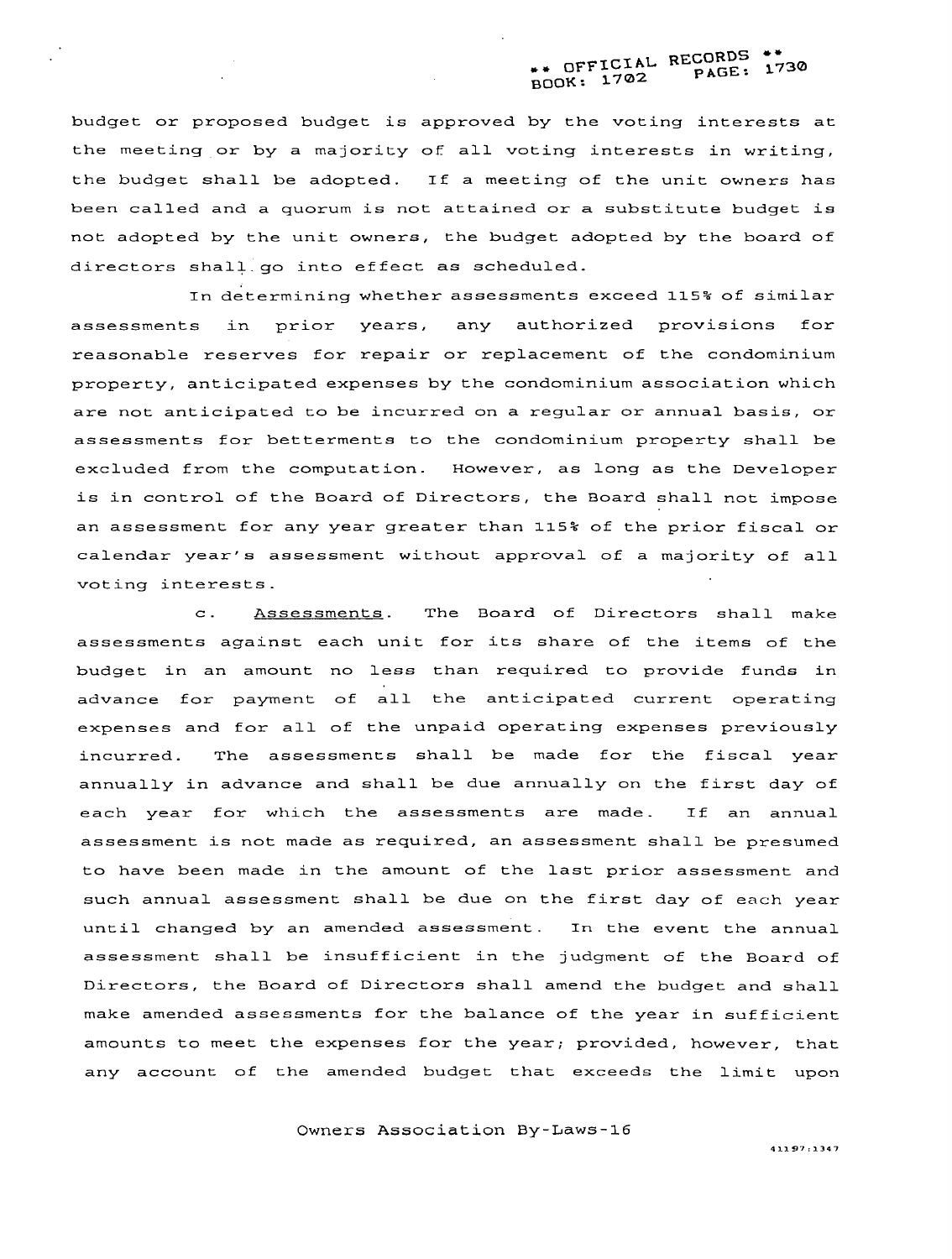budget or proposed budget is approved by the voting interests at the meeting or by a majority of all voting interests in writing, the budget shall be adopted. If a meeting of the unit owners has been called and a quorum is not attained or a substitute budget is not adopted by the unit owners, the budget adopted by the board of directors shall go into effect as scheduled.

In determining whether assessments exceed 115% of similar assessments in prior years, any authorized provisions for reasonable reserves for repair or replacement of the condominium property, anticipated expenses by the condominium association which are not anticipated to be incurred on a regular or annual basis, or assessments for betterments to the condominium property shall be excluded from the computation. However, as long as the Developer is in control of the Board of Directors, the Board shall not impose an assessment for any year greater than 115% of the prior fiscal or calendar year's assessment without approval of a majority of all voting interests.

c. Assessments. The Board of Directors shall make assessments against each unit for its share of the items of the budget in an amount no less than required to provide funds in advance for payment of all the anticipated current operating expenses and for all of the unpaid operating expenses previously incurred. The assessments shall be made for the fiscal year annually in advance and shall be due annually on the first day of each year for which the assessments are made. If an annual assessment is not made as required, an assessment shall be presumed to have been made in the amount of the last prior assessment and such annual assessment shall be due on the first day of each year until changed by an amended assessment. In the event the annual assessment shall be insufficient in the judgment of the Board of Directors, the Board of Directors shall amend the budget and shall make amended assessments for the balance of the year in sufficient amounts to meet the expenses for the year; provided, however, that any account of the amended budget that exceeds the limit upon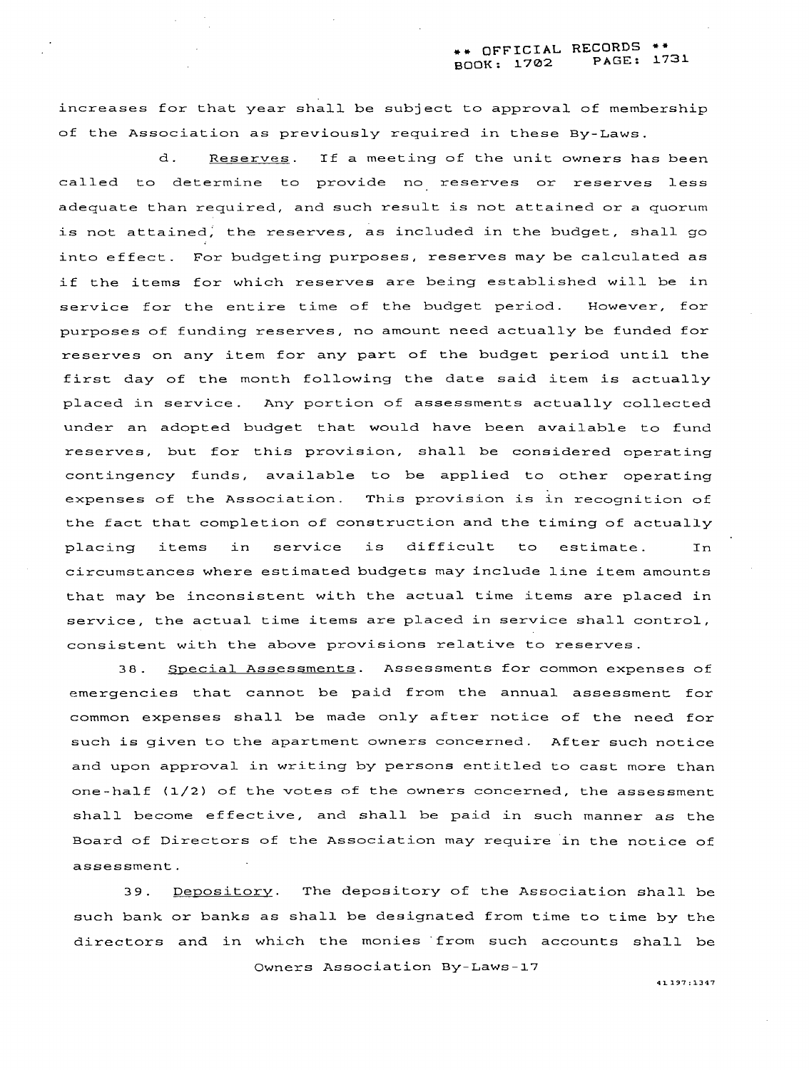increases for that year shall be subject to approval of membership of the Association as previously required in these By-Laws.

d. Reserves. If a meeting of the unit owners has been called to determine to provide no reserves or reserves less adequate than required, and such result is not attained or a quorum is not attained, the reserves, as included in the budget, shall go into effect. For budgeting purposes, reserves may be calculated as if the items for which reserves are being established will be in service for the entire time of the budget period. However, for purposes of funding reserves, no amount need actually be funded for reserves on any item for any part of the budget period until the first day of the month following the date said item is actually placed in service. Any portion of assessments actually collected under an adopted budget that would have been available to fund reserves, but for this provision, shall be considered operating contingency funds, available to be applied to other operating expenses of the Association. This provision is in recognition of the fact that completion of construction and the timing of actually placing items in service is difficult to estimate. In circumstances where estimated budgets may include line item amounts that may be inconsistent with the actual time items are placed in service, the actual time items are placed in service shall control, consistent with the above provisions relative to reserves.

38. Special Assessments. Assessments for common expenses of emergencies that cannot be paid from the annual assessment for common expenses shall be made only after notice of the need for such is given to the apartment owners concerned. After such notice and upon approval in writing by persons entitled to cast more than one-half (1/2) of the votes of the owners concerned, the assessment shall become effective, and shall be paid in such manner as the Board of Directors of the Association may require in the notice of assessment.

39. Depository. The depository of the Association shall be such bank or banks as shall be designated from time to time by the directors and in which the monies from such accounts shall be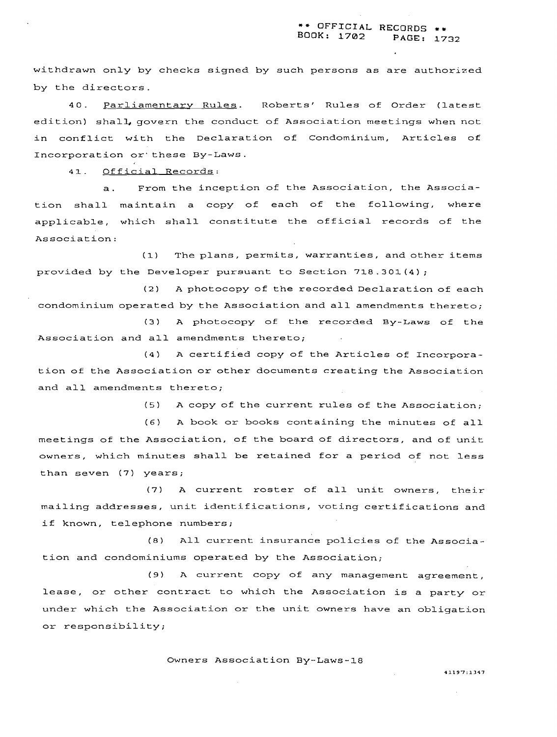withdrawn only by checks signed by such persons as are authorized by the directors.

40. Parliamentary Rules. Roberts' Rules of Order (latest edition) shall govern the conduct of Association meetings when not in conflict with the Declaration of Condominium, Articles of Incorporation or these By-Laws.

41. Official Records:

a. From the inception of the Association, the Association shall maintain a copy of each of the following, where applicable, which shall constitute the official records of the Association:

(1) The plans, permits, warranties, and other items provided by the Developer pursuant to Section 718.301(4);

(2) A photocopy of the recorded Declaration of each condominium operated by the Association and all amendments thereto;

(3) A photocopy of the recorded By-Laws of the Association and all amendments thereto;

(4) A certified copy of the Articles of Incorporation of the Association or other documents creating the Association and all amendments thereto;

(5) A copy of the current rules of the Association;

(6) A book or books containing the minutes of all meetings of the Association, of the board of directors, and of unit owners, which minutes shall be retained for a period of not less than seven (7) years;

(7) A current roster of all unit owners, their mailing addresses, unit identifications, voting certifications and if known, telephone numbers;

(8) All current insurance policies of the Association and condominiums operated by the Association;

(9) A current copy of any management agreement, lease, or other contract to which the Association is a party or under which the Association or the unit owners have an obligation or responsibility;

Owners Association By-Laws-18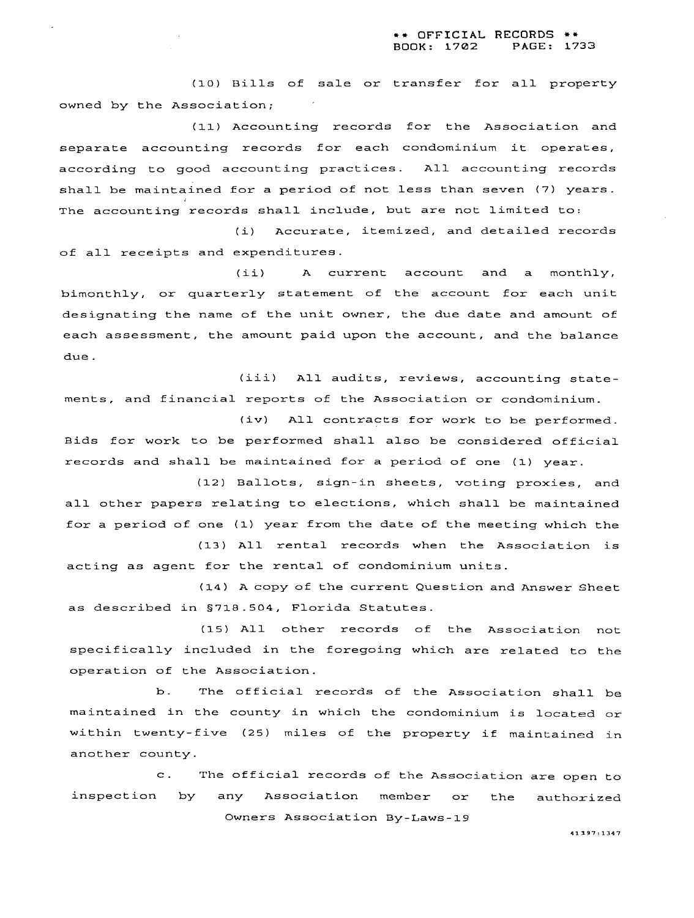(10) Bills of sale or transfer for all property owned by the Association;

(11) Accounting records for the Association and separate accounting records for each condominium it operates, according to good accounting practices. All accounting records shall be maintained for a period of not less than seven (7) years. The accounting records shall include, but are not limited to:

(i) Accurate, itemized, and detailed records of all receipts and expenditures.

(ii) A current account and a monthly, bimonthly, or quarterly statement of the account for each unit designating the name of the unit owner, the due date and amount of each assessment, the amount paid upon the account, and the balance due.

(iii) All audits, reviews, accounting statements, and financial reports of the Association or condominium.

(iv) All contracts for work to be performed. Bids for work to be performed shall also be considered official records and shall be maintained for a period of one (1) year.

(12) Ballots, sign-in sheets, voting proxies, and all other papers relating to elections, which shall be maintained for a period of one (1) year from the date of the meeting which the

(13) All rental records when the Association is acting as agent for the rental of condominium units.

(14) A copy of the current Question and Answer Sheet as described in §718.504, Florida Statutes.

(15) All other records of the Association not specifically included in the foregoing which are related to the operation of the Association.

b. The official records of the Association shall be maintained in the county in which the condominium is located or within twenty-five (25) miles of the property if maintained in another county.

c. The official records of the Association are open to inspection by any Association member or the authorized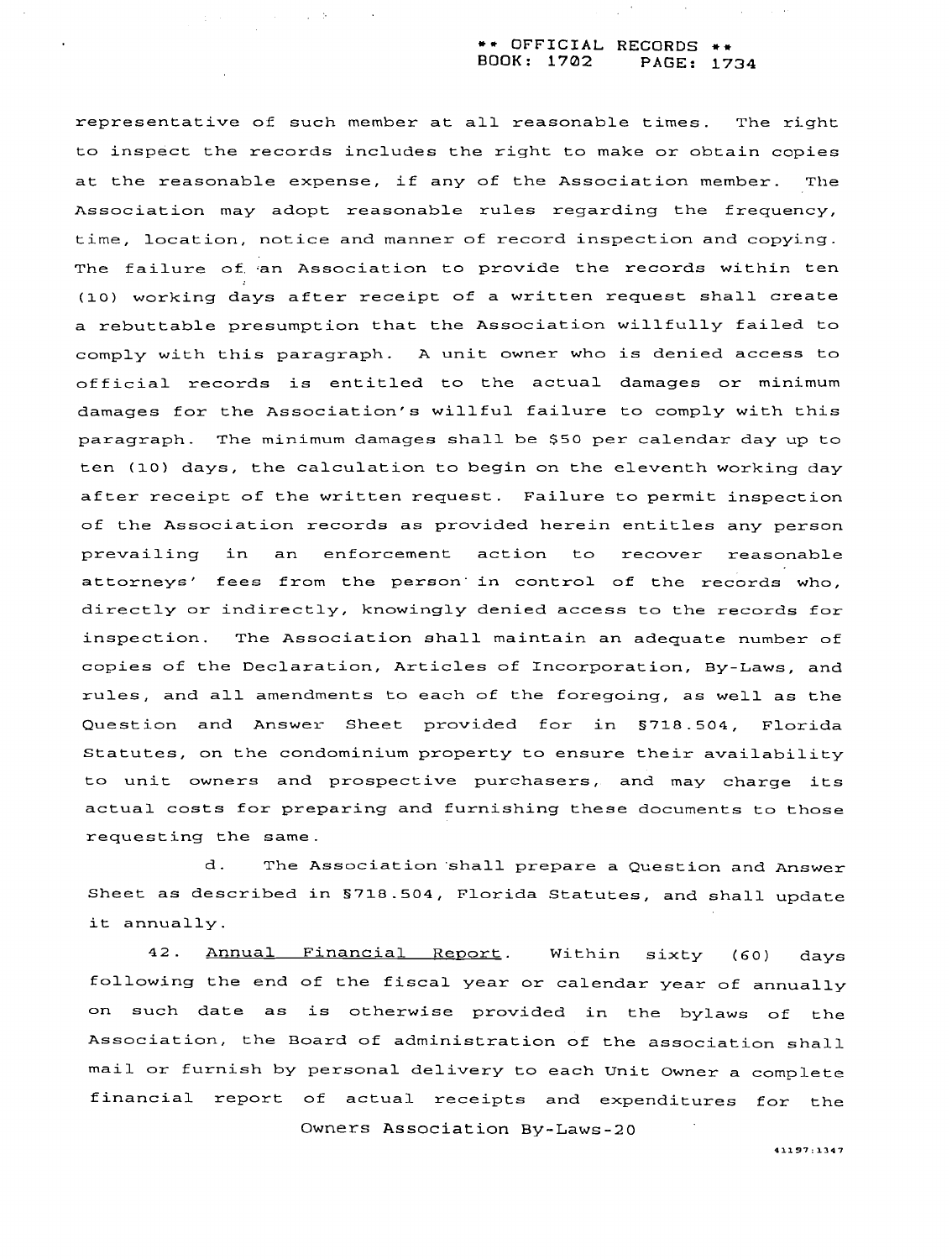representative of such member at all reasonable times. The right to inspect the records includes the right to make or obtain copies at the reasonable expense, if any of the Association member. The Association may adopt reasonable rules regarding the frequency, time, location, notice and manner of record inspection and copying. The failure of an Association to provide the records within ten (10) working days after receipt of a written request shall create a rebuttable presumption that the Association willfully failed to comply with this paragraph. A unit owner who is denied access to official records is entitled to the actual damages or minimum damages for the Association's willful failure to comply with this paragraph. The minimum damages shall be $50 per calendar day up to ten (10) days, the calculation to begin on the eleventh working day after receipt of the written request. Failure to permit inspection of the Association records as provided herein entitles any person prevailing in an enforcement action to recover reasonable attorneys' fees from the person in control of the records who, directly or indirectly, knowingly denied access to the records for inspection. The Association shall maintain an adequate number of copies of the Declaration, Articles of Incorporation, By-Laws, and rules, and all amendments to each of the foregoing, as well as the Question and Answer Sheet provided for in §718.504, Florida Statutes, on the condominium property to ensure their availability to unit owners and prospective purchasers, and may charge its actual costs for preparing and furnishing these documents to those requesting the same.

d. The Association shall prepare a Question and Answer Sheet as described in §718.504, Florida Statutes, and shall update it annually.

42. Annual Financial Report. Within sixty (60) days following the end of the fiscal year or calendar year of annually on such date as is otherwise provided in the bylaws of the Association, the Board of administration of the association shall mail or furnish by personal delivery to each Unit Owner a complete financial report of actual receipts and expenditures for the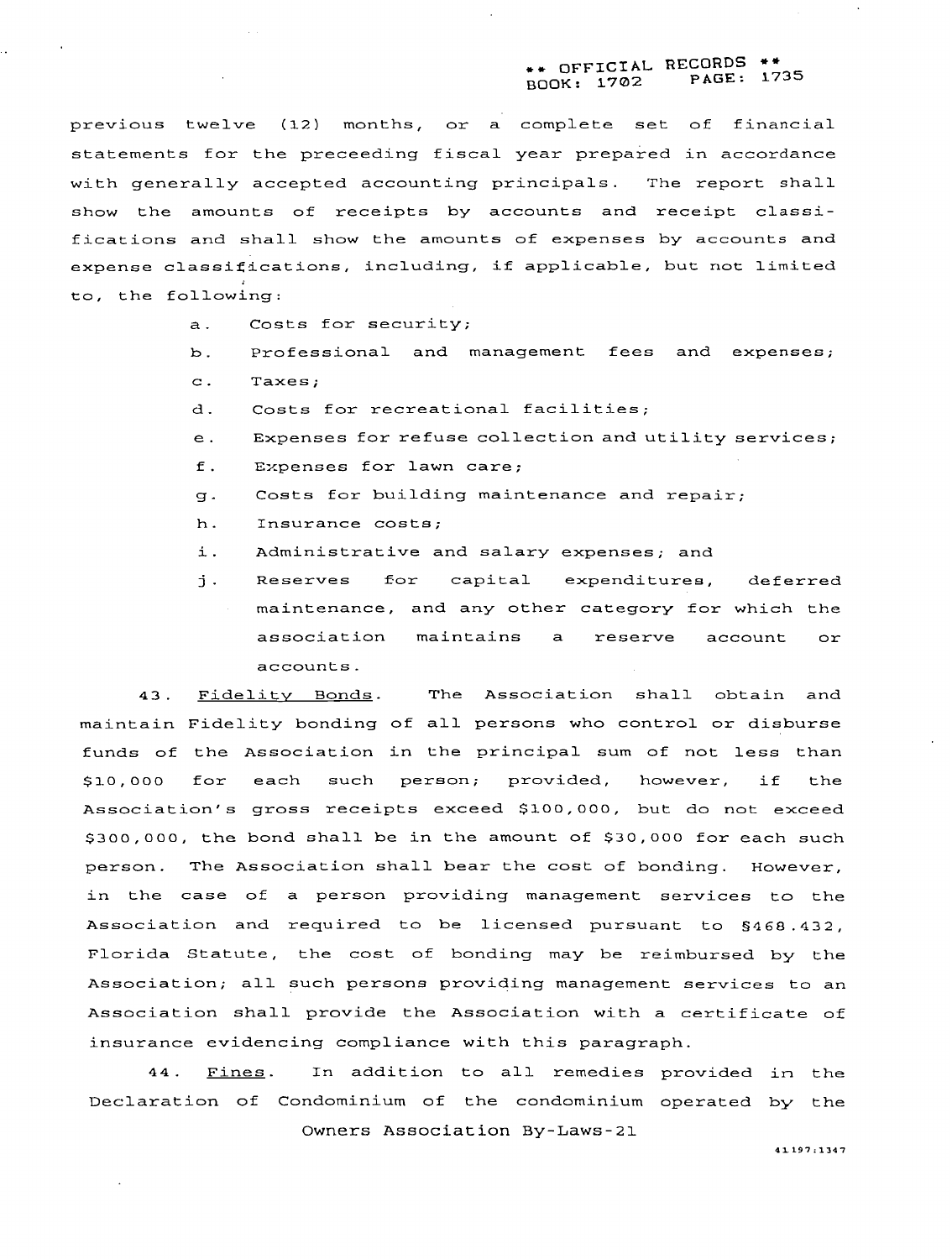previous twelve (12) months, or a complete set of financial statements for the preceeding fiscal year prepared in accordance with generally accepted accounting principals. The report shall show the amounts of receipts by accounts and receipt classifications and shall show the amounts of expenses by accounts and expense classifications, including, if applicable, but not limited to, the following:

a. Costs for security;

b. Professional and management fees and expenses;

c. Taxes;

d. Costs for recreational facilities;

e. Expenses for refuse collection and utility services;

f. Expenses for lawn care;

g. Costs for building maintenance and repair;

h. Insurance costs;

i. Administrative and salary expenses; and

j. Reserves for capital expenditures, deferred maintenance, and any other category for which the association maintains a reserve account or accounts.

43. Fidelity Bonds. The Association shall obtain and maintain Fidelity bonding of all persons who control or disburse funds of the Association in the principal sum of not less than $10,000 for each such person; provided, however, if the Association's gross receipts exceed $100,000, but do not exceed $300,000, the bond shall be in the amount of $30,000 for each such person. The Association shall bear the cost of bonding. However, in the case of a person providing management services to the Association and required to be licensed pursuant to §468.432, Florida Statute, the cost of bonding may be reimbursed by the Association; all such persons providing management services to an Association shall provide the Association with a certificate of insurance evidencing compliance with this paragraph.

44. Fines. In addition to all remedies provided in the Declaration of Condominium of the condominium operated by the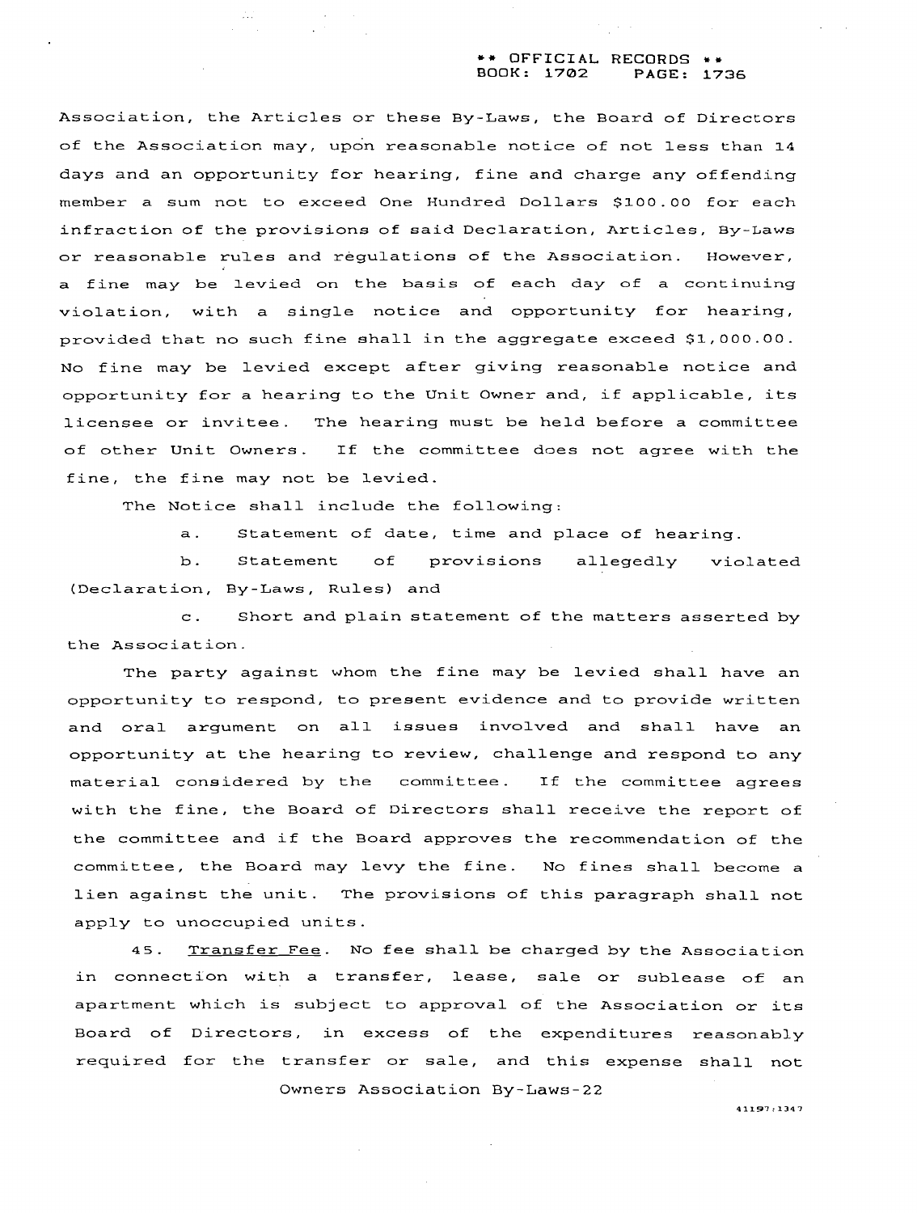Association, the Articles or these By-Laws, the Board of Directors of the Association may, upon reasonable notice of not less than 14 days and an opportunity for hearing, fine and charge any offending member a sum not to exceed One Hundred Dollars $100.00 for each infraction of the provisions of said Declaration, Articles, By-Laws or reasonable rules and regulations of the Association. However, a fine may be levied on the basis of each day of a continuing violation, with a single notice and opportunity for hearing, provided that no such fine shall in the aggregate exceed $1,000.00. No fine may be levied except after giving reasonable notice and opportunity for a hearing to the Unit Owner and, if applicable, its licensee or invitee. The hearing must be held before a committee of other Unit Owners. If the committee does not agree with the fine, the fine may not be levied.

The Notice shall include the following:

a. Statement of date, time and place of hearing.

b. Statement of provisions allegedly violated (Declaration, By-Laws, Rules) and

c. Short and plain statement of the matters asserted by the Association.

The party against whom the fine may be levied shall have an opportunity to respond, to present evidence and to provide written and oral argument on all issues involved and shall have an opportunity at the hearing to review, challenge and respond to any material considered by the committee. If the committee agrees with the fine, the Board of Directors shall receive the report of the committee and if the Board approves the recommendation of the committee, the Board may levy the fine. No fines shall become a lien against the unit. The provisions of this paragraph shall not apply to unoccupied units.

45. Transfer Fee. No fee shall be charged by the Association in connection with a transfer, lease, sale or sublease of an apartment which is subject to approval of the Association or its Board of Directors, in excess of the expenditures reasonably required for the transfer or sale, and this expense shall not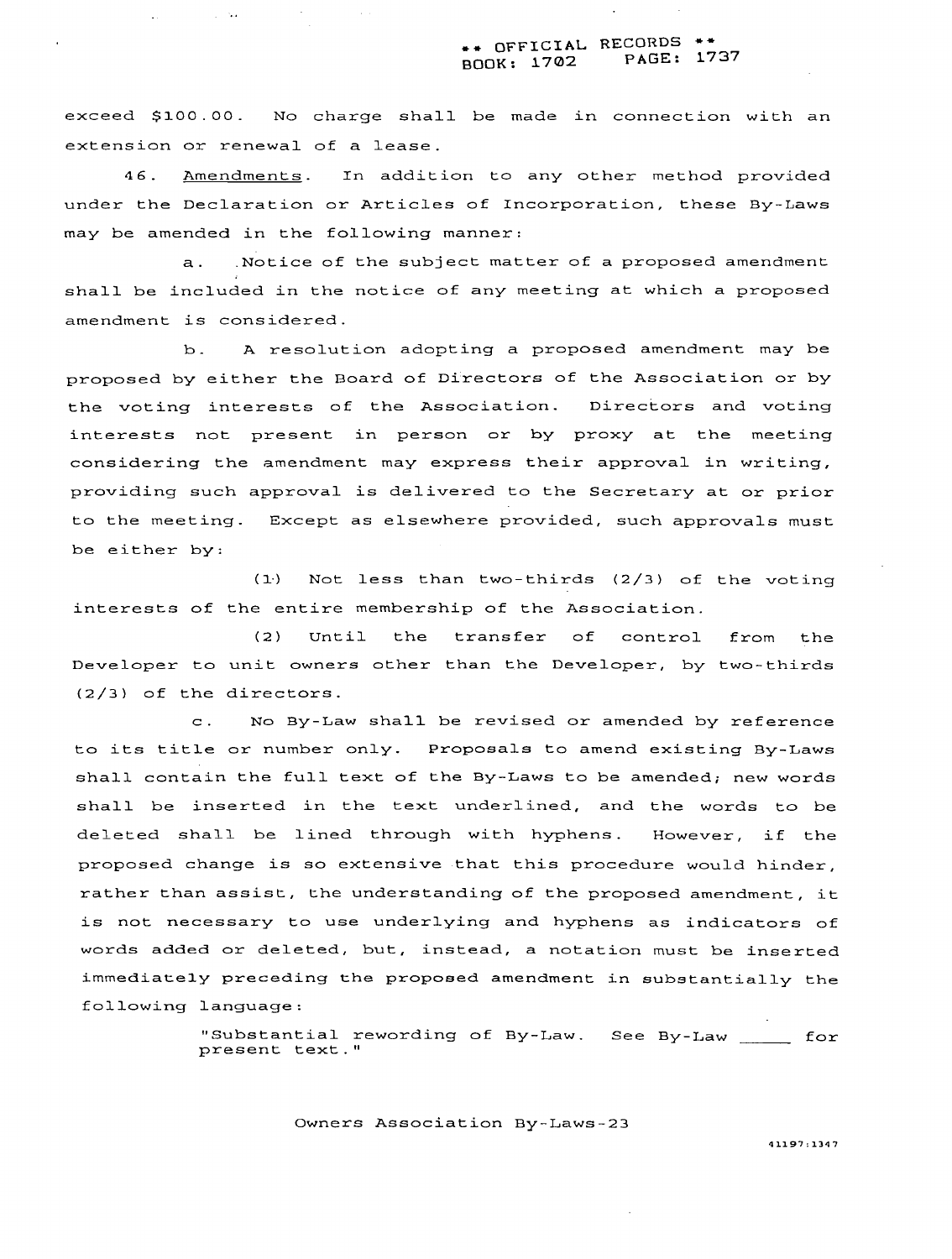exceed $100.00. No charge shall be made in connection with an extension or renewal of a lease.

46. Amendments. In addition to any other method provided under the Declaration or Articles of Incorporation, these By-Laws may be amended in the following manner:

a. Notice of the subject matter of a proposed amendment shall be included in the notice of any meeting at which a proposed amendment is considered.

b. A resolution adopting a proposed amendment may be proposed by either the Board of Directors of the Association or by the voting interests of the Association. Directors and voting interests not present in person or by proxy at the meeting considering the amendment may express their approval in writing, providing such approval is delivered to the Secretary at or prior to the meeting. Except as elsewhere provided, such approvals must be either by:

(1) Not less than two-thirds (2/3) of the voting interests of the entire membership of the Association.

(2) Until the transfer of control from the Developer to unit owners other than the Developer, by two-thirds (2/3) of the directors.

c. No By-Law shall be revised or amended by reference to its title or number only. Proposals to amend existing By-Laws shall contain the full text of the By-Laws to be amended; new words shall be inserted in the text underlined, and the words to be deleted shall be lined through with hyphens. However, if the proposed change is so extensive that this procedure would hinder, rather than assist, the understanding of the proposed amendment, it is not necessary to use underlying and hyphens as indicators of words added or deleted, but, instead, a notation must be inserted immediately preceding the proposed amendment in substantially the following language:

> "Substantial rewording of By-Law. See By-Law _____ for present text."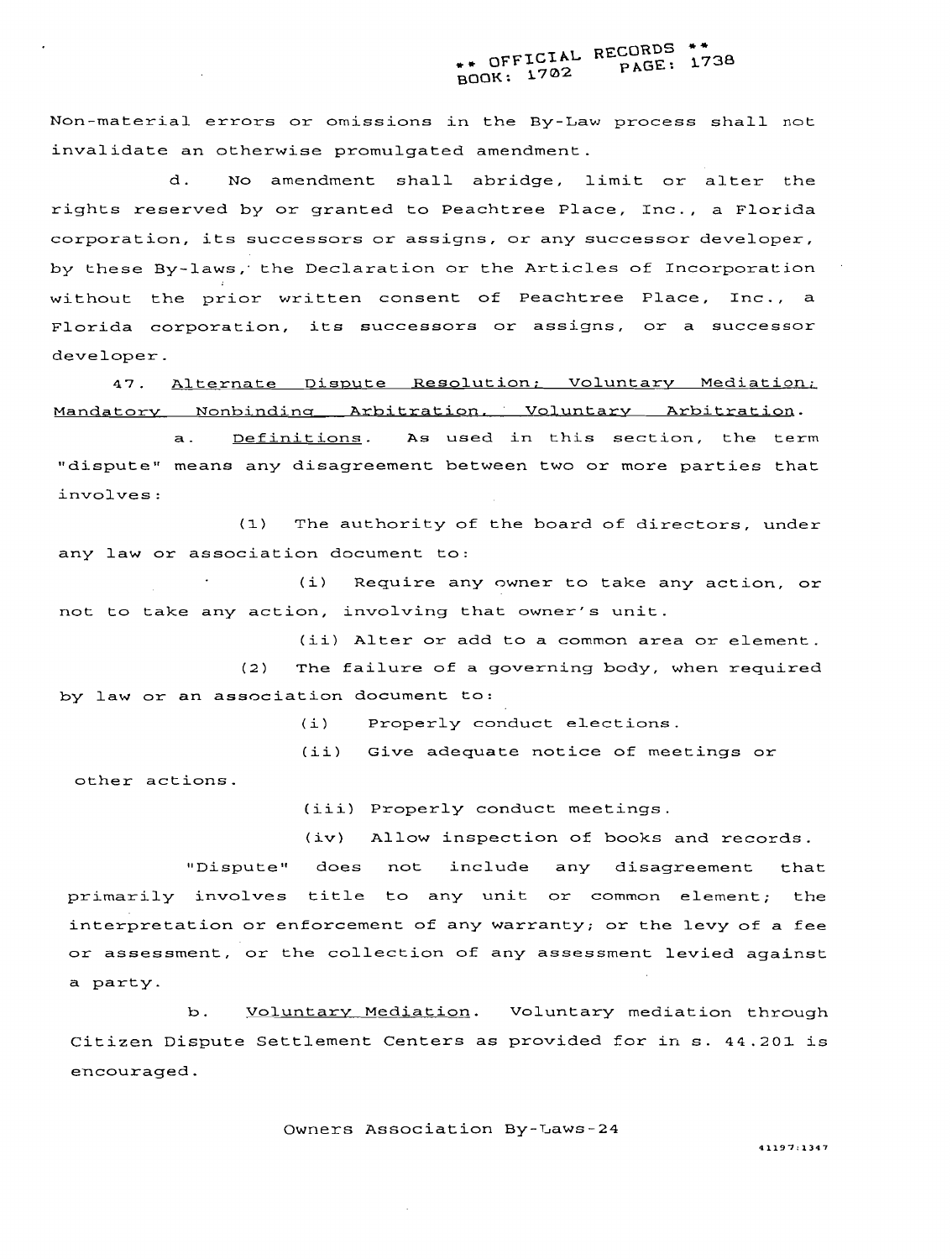Non-material errors or omissions in the By-Law process shall not invalidate an otherwise promulgated amendment.

d. No amendment shall abridge, limit or alter the rights reserved by or granted to Peachtree Place, Inc., a Florida corporation, its successors or assigns, or any successor developer, by these By-laws, the Declaration or the Articles of Incorporation without the prior written consent of Peachtree Place, Inc., a Florida corporation, its successors or assigns, or a successor developer.

47. Alternate Dispute Resolution; Voluntary Mediation; Mandatory Nonbinding Arbitration, Voluntary Arbitration.

a. Definitions. As used in this section, the term "dispute" means any disagreement between two or more parties that involves:

(1) The authority of the board of directors, under any law or association document to:

(i) Require any owner to take any action, or not to take any action, involving that owner's unit.

(ii) Alter or add to a common area or element.

(2) The failure of a governing body, when required by law or an association document to:

(i) Properly conduct elections.

(ii) Give adequate notice of meetings or other actions.

(iii) Properly conduct meetings.

(iv) Allow inspection of books and records.

"Dispute" does not include any disagreement that primarily involves title to any unit or common element; the interpretation or enforcement of any warranty; or the levy of a fee or assessment, or the collection of any assessment levied against a party.

b. Voluntary Mediation. Voluntary mediation through Citizen Dispute Settlement Centers as provided for in s. 44.201 is encouraged.

Owners Association By-Laws-24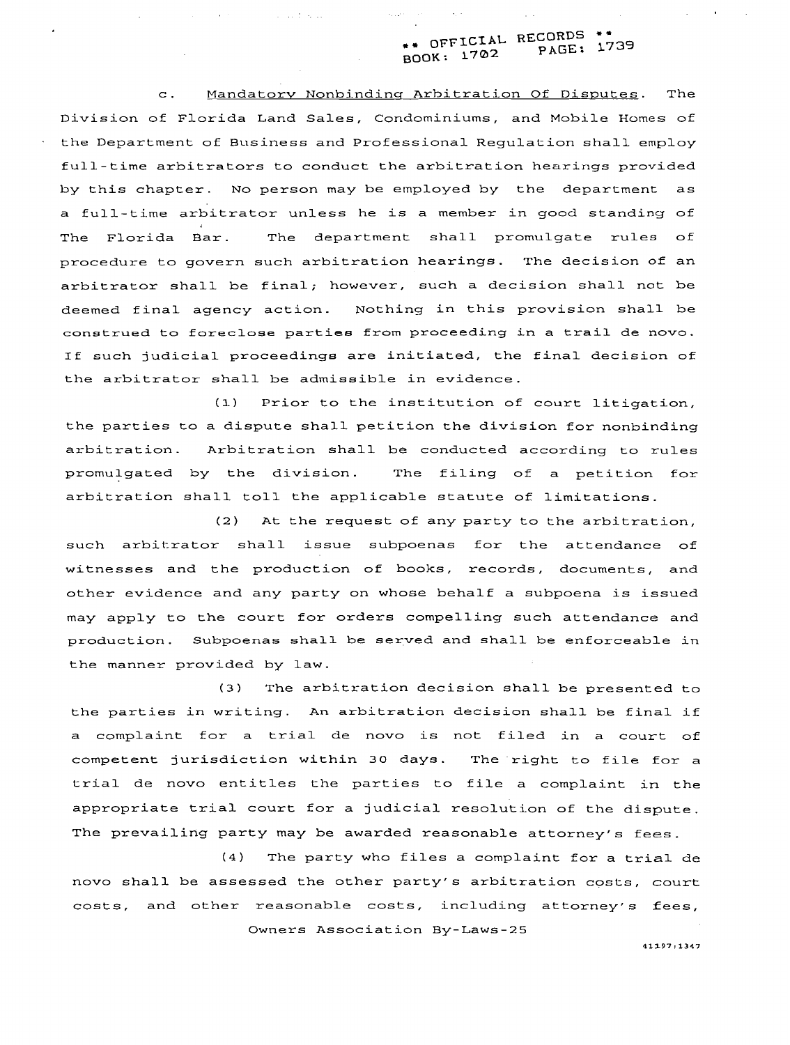c. Mandatory Nonbinding Arbitration Of Disputes. The Division of Florida Land Sales, Condominiums, and Mobile Homes of the Department of Business and Professional Regulation shall employ full-time arbitrators to conduct the arbitration hearings provided by this chapter. No person may be employed by the department as a full-time arbitrator unless he is a member in good standing of The Florida Bar. The department shall promulgate rules of procedure to govern such arbitration hearings. The decision of an arbitrator shall be final; however, such a decision shall not be deemed final agency action. Nothing in this provision shall be construed to foreclose parties from proceeding in a trail de novo. If such judicial proceedings are initiated, the final decision of the arbitrator shall be admissible in evidence.

(1) Prior to the institution of court litigation, the parties to a dispute shall petition the division for nonbinding arbitration. Arbitration shall be conducted according to rules promulgated by the division. The filing of a petition for arbitration shall toll the applicable statute of limitations.

(2) At the request of any party to the arbitration, such arbitrator shall issue subpoenas for the attendance of witnesses and the production of books, records, documents, and other evidence and any party on whose behalf a subpoena is issued may apply to the court for orders compelling such attendance and production. Subpoenas shall be served and shall be enforceable in the manner provided by law.

(3) The arbitration decision shall be presented to the parties in writing. An arbitration decision shall be final if a complaint for a trial de novo is not filed in a court of competent jurisdiction within 30 days. The right to file for a trial de novo entitles the parties to file a complaint in the appropriate trial court for a judicial resolution of the dispute. The prevailing party may be awarded reasonable attorney's fees.

(4) The party who files a complaint for a trial de novo shall be assessed the other party's arbitration costs, court costs, and other reasonable costs, including attorney's fees,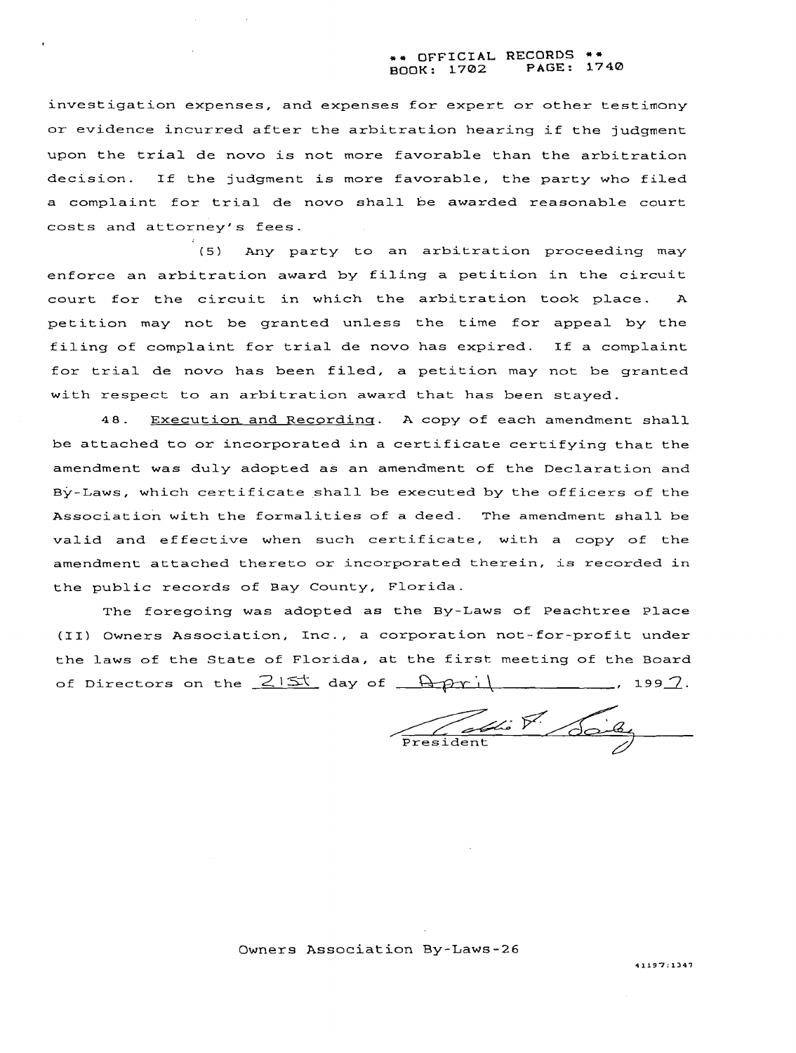investigation expenses, and expenses for expert or other testimony or evidence incurred after the arbitration hearing if the judgment upon the trial de novo is not more favorable than the arbitration decision. If the judgment is more favorable, the party who filed a complaint for trial de novo shall be awarded reasonable court costs and attorney's fees.

(5) Any party to an arbitration proceeding may enforce an arbitration award by filing a petition in the circuit court for the circuit in which the arbitration took place. A petition may not be granted unless the time for appeal by the filing of complaint for trial de novo has expired. If a complaint for trial de novo has been filed, a petition may not be granted with respect to an arbitration award that has been stayed.

48. Execution and Recording. A copy of each amendment shall be attached to or incorporated in a certificate certifying that the amendment was duly adopted as an amendment of the Declaration and By-Laws, which certificate shall be executed by the officers of the Association with the formalities of a deed. The amendment shall be valid and effective when such certificate, with a copy of the amendment attached thereto or incorporated therein, is recorded in the public records of Bay County, Florida.

The foregoing was adopted as the By-Laws of Peachtree Place (II) Owners Association, Inc., a corporation not-for-profit under the laws of the State of Florida, at the first meeting of the Board of Directors on the 21st day of April, 1997.

[signature]
President